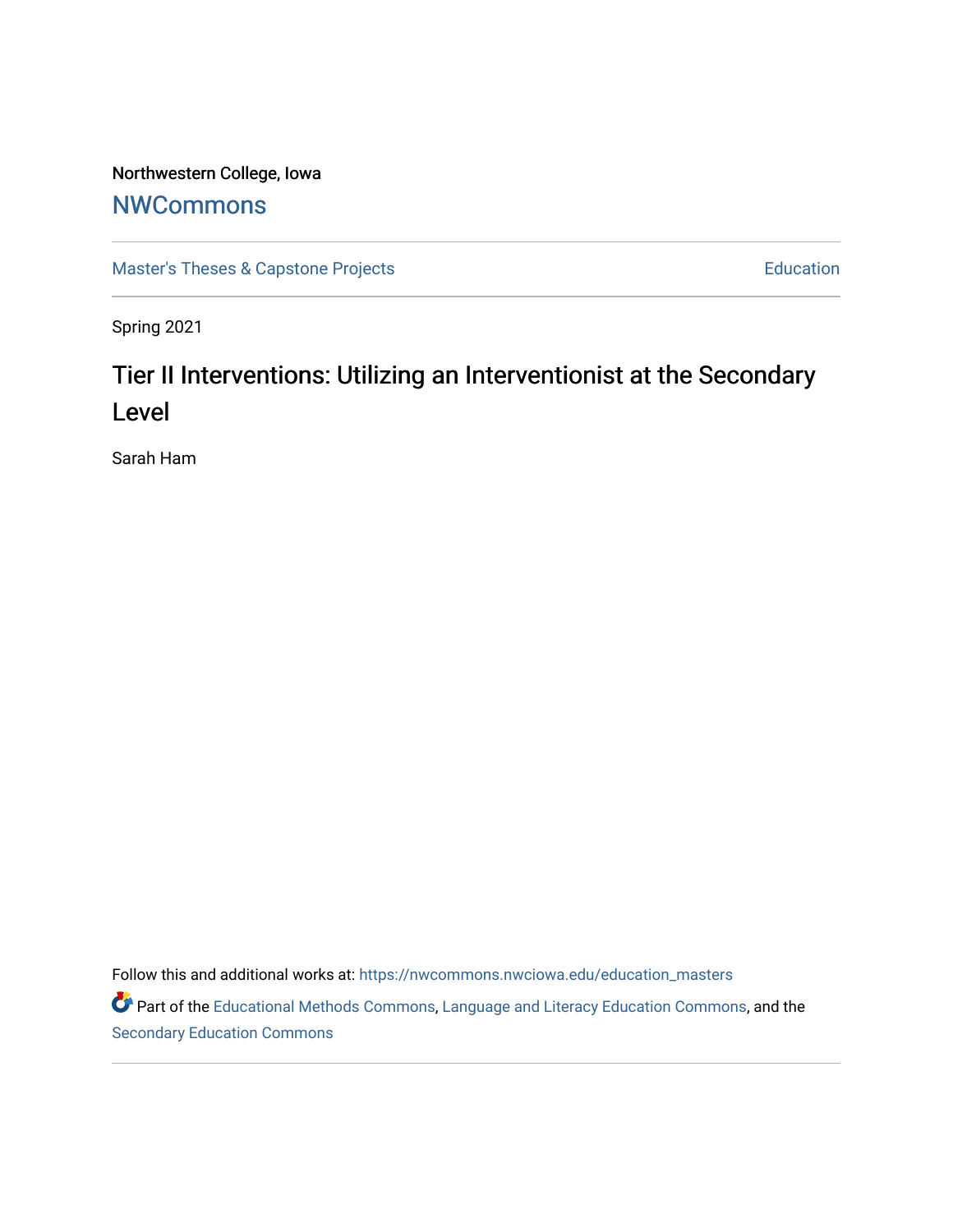Northwestern College, Iowa

NWCommons

Master's Theses & Capstone Projects | Education

Spring 2021

# Tier II Interventions: Utilizing an Interventionist at the Secondary Level

Sarah Ham

Follow this and additional works at: https://nwcommons.nwciowa.edu/education_masters

Part of the Educational Methods Commons, Language and Literacy Education Commons, and the Secondary Education Commons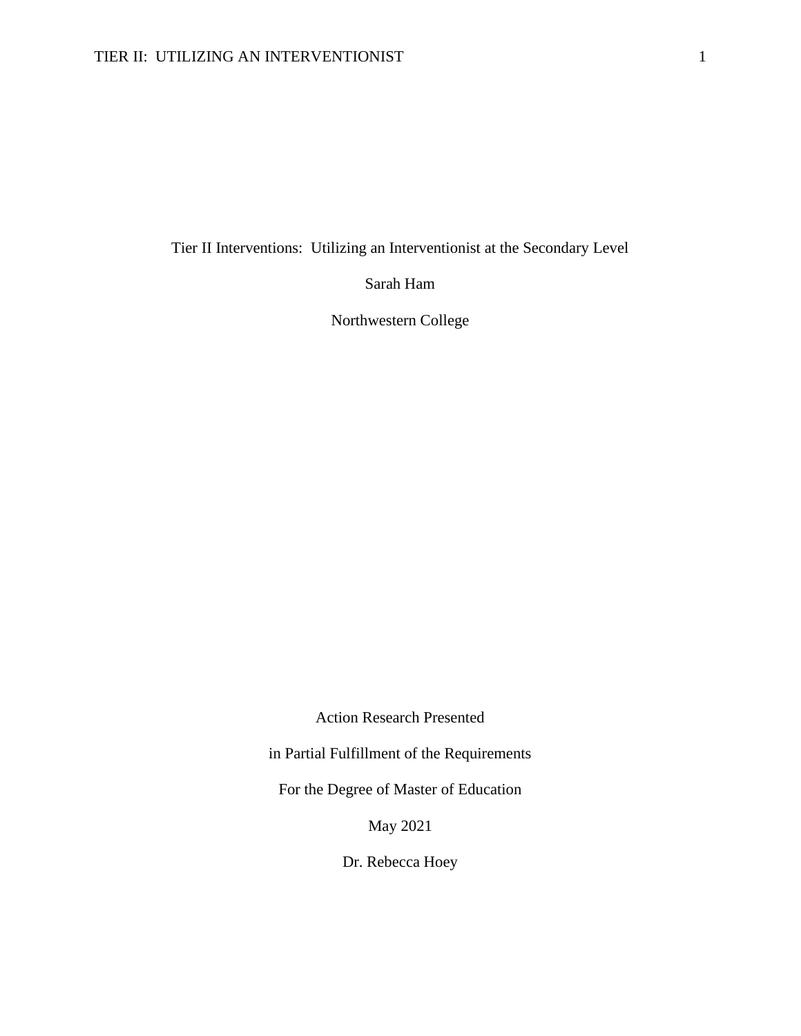# Tier II Interventions: Utilizing an Interventionist at the Secondary Level

Sarah Ham

Northwestern College

Action Research Presented

in Partial Fulfillment of the Requirements

For the Degree of Master of Education

May 2021

Dr. Rebecca Hoey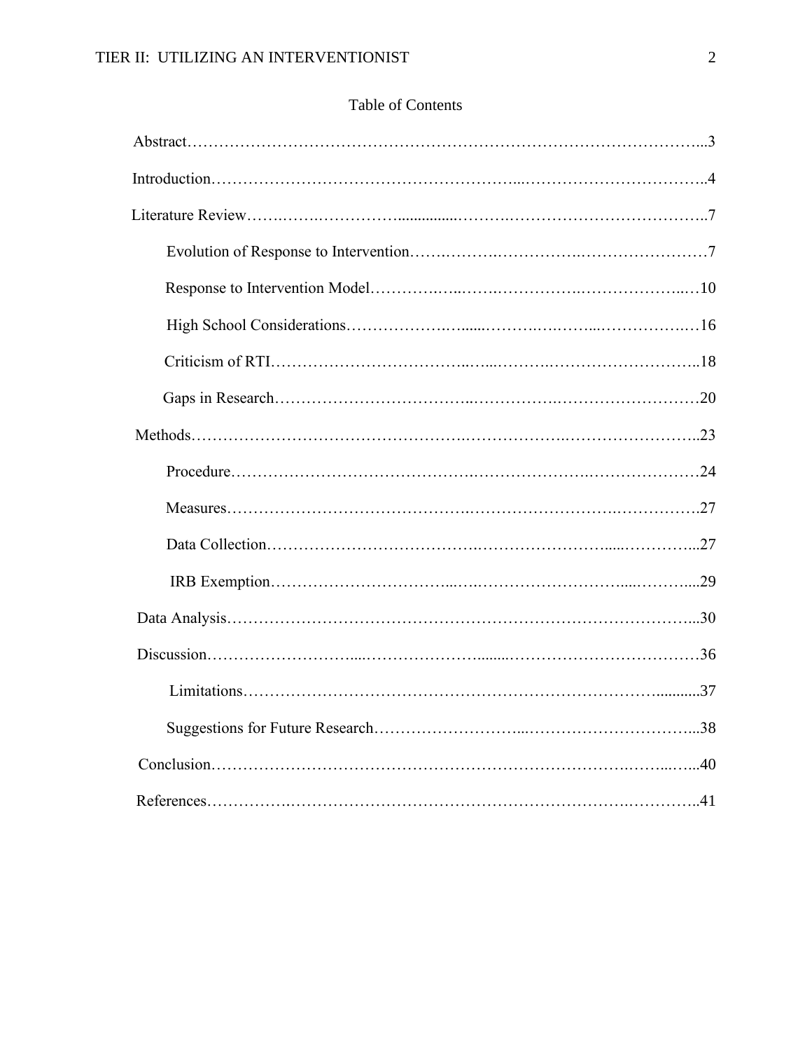# Table of Contents

Abstract……………………………………………………………………………………...3

Introduction…………………………………………………...……………………………..4

Literature Review…….…….……………...............………….……………………………..7

- Evolution of Response to Intervention…….……….…………….……………………7
- Response to Intervention Model…………….…..…….…………….………………..…10
- High School Considerations………………….......……….….……...……………….…16
- Criticism of RTI……………………………….…...……….……………………………..18
- Gaps in Research…………………………….…………….……………………………20

Methods…………………………………………….……………….…………………………..23

- Procedure…………………………………….…………………….…………………24
- Measures……………………………………….…………………………….…………….27
- Data Collection………………………………….…………………….....…………...27
- IRB Exemption……………………………...….…………………………....………....29

Data Analysis…………………………………………………………………………...30

Discussion……………………......………………….........………………………………36

- Limitations………………………………………………………………………...........37
- Suggestions for Future Research……………………...…………………………...38

Conclusion……………………………………………………………………….……...…...40

References…………….………………………………………………….…………..41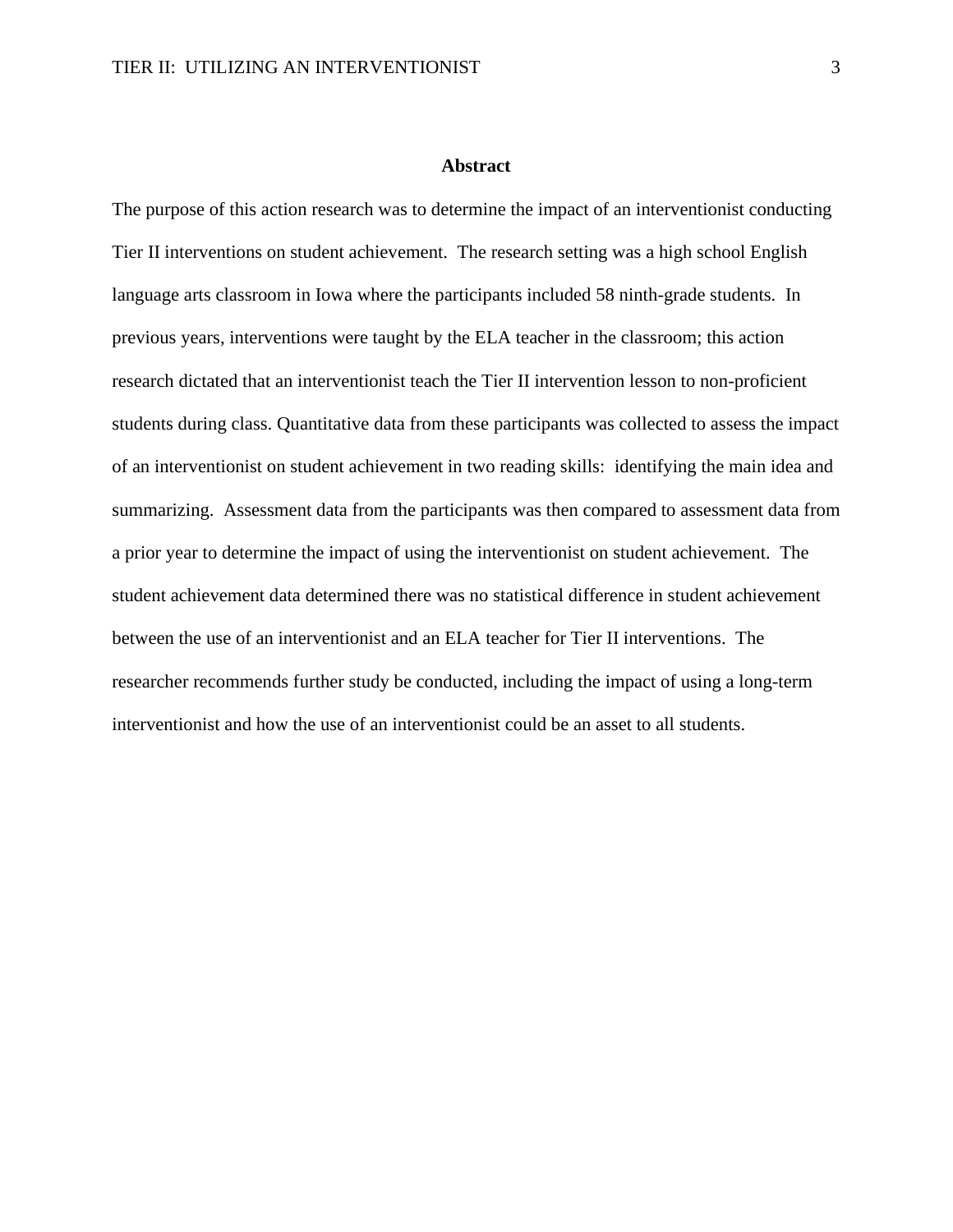# Abstract

The purpose of this action research was to determine the impact of an interventionist conducting Tier II interventions on student achievement. The research setting was a high school English language arts classroom in Iowa where the participants included 58 ninth-grade students. In previous years, interventions were taught by the ELA teacher in the classroom; this action research dictated that an interventionist teach the Tier II intervention lesson to non-proficient students during class. Quantitative data from these participants was collected to assess the impact of an interventionist on student achievement in two reading skills: identifying the main idea and summarizing. Assessment data from the participants was then compared to assessment data from a prior year to determine the impact of using the interventionist on student achievement. The student achievement data determined there was no statistical difference in student achievement between the use of an interventionist and an ELA teacher for Tier II interventions. The researcher recommends further study be conducted, including the impact of using a long-term interventionist and how the use of an interventionist could be an asset to all students.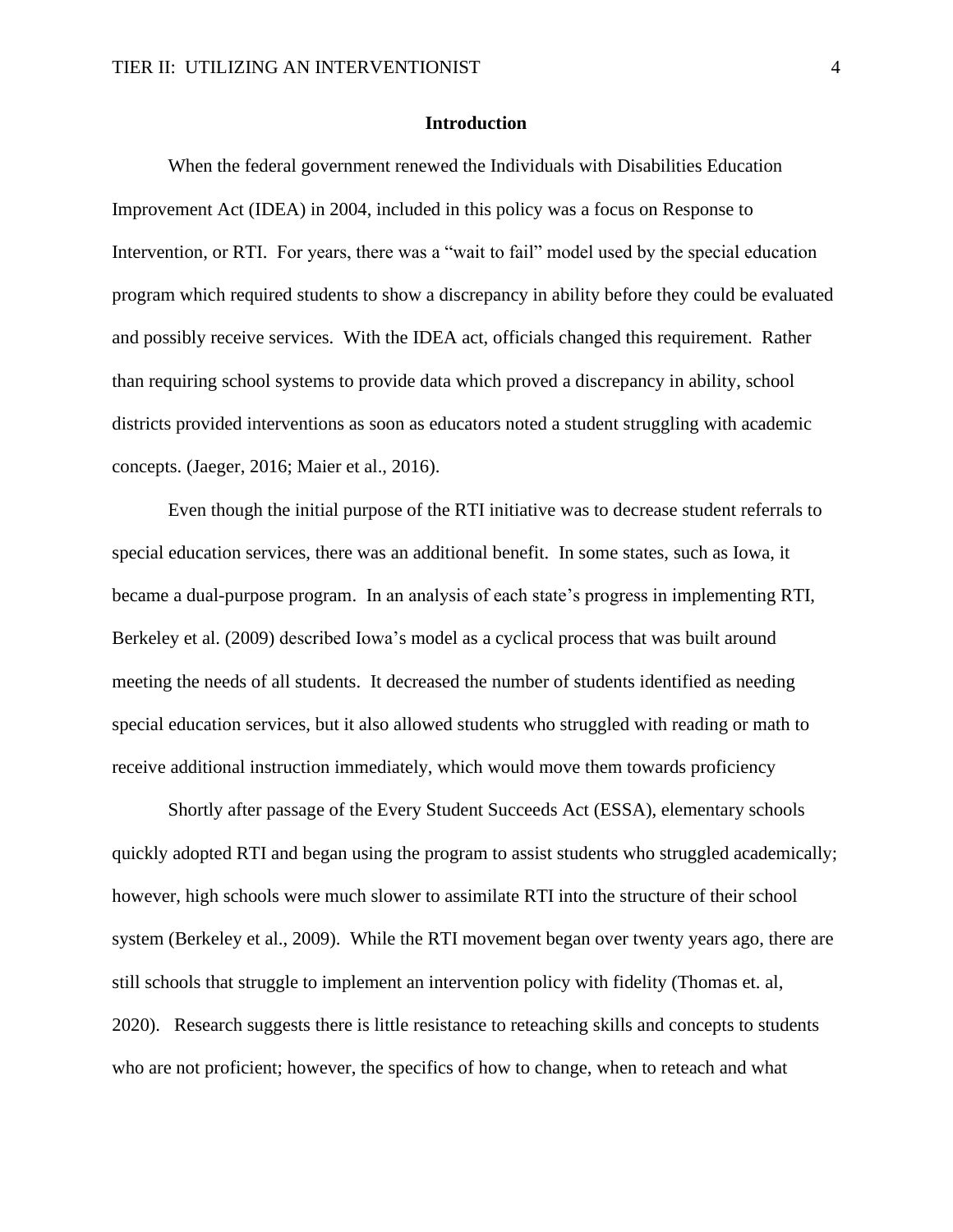## Introduction

When the federal government renewed the Individuals with Disabilities Education Improvement Act (IDEA) in 2004, included in this policy was a focus on Response to Intervention, or RTI. For years, there was a "wait to fail" model used by the special education program which required students to show a discrepancy in ability before they could be evaluated and possibly receive services. With the IDEA act, officials changed this requirement. Rather than requiring school systems to provide data which proved a discrepancy in ability, school districts provided interventions as soon as educators noted a student struggling with academic concepts. (Jaeger, 2016; Maier et al., 2016).

Even though the initial purpose of the RTI initiative was to decrease student referrals to special education services, there was an additional benefit. In some states, such as Iowa, it became a dual-purpose program. In an analysis of each state's progress in implementing RTI, Berkeley et al. (2009) described Iowa's model as a cyclical process that was built around meeting the needs of all students. It decreased the number of students identified as needing special education services, but it also allowed students who struggled with reading or math to receive additional instruction immediately, which would move them towards proficiency

Shortly after passage of the Every Student Succeeds Act (ESSA), elementary schools quickly adopted RTI and began using the program to assist students who struggled academically; however, high schools were much slower to assimilate RTI into the structure of their school system (Berkeley et al., 2009). While the RTI movement began over twenty years ago, there are still schools that struggle to implement an intervention policy with fidelity (Thomas et. al, 2020). Research suggests there is little resistance to reteaching skills and concepts to students who are not proficient; however, the specifics of how to change, when to reteach and what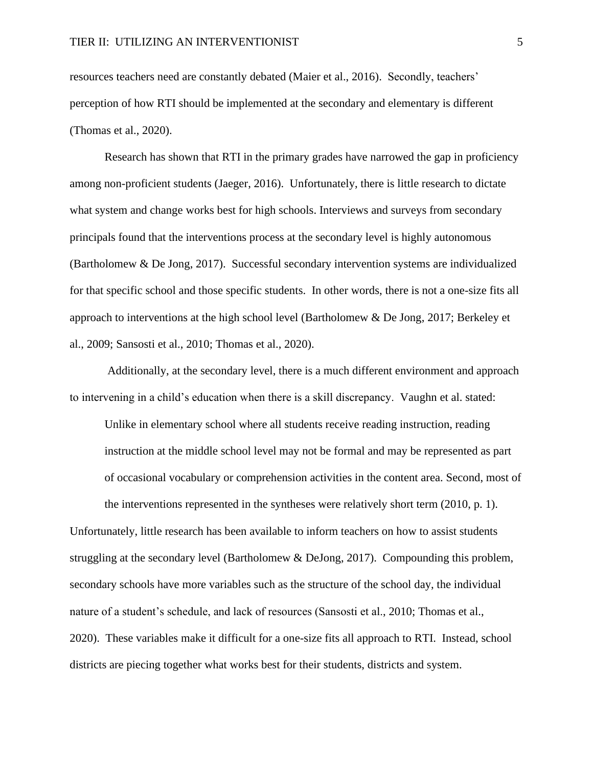resources teachers need are constantly debated (Maier et al., 2016). Secondly, teachers' perception of how RTI should be implemented at the secondary and elementary is different (Thomas et al., 2020).

Research has shown that RTI in the primary grades have narrowed the gap in proficiency among non-proficient students (Jaeger, 2016). Unfortunately, there is little research to dictate what system and change works best for high schools. Interviews and surveys from secondary principals found that the interventions process at the secondary level is highly autonomous (Bartholomew & De Jong, 2017). Successful secondary intervention systems are individualized for that specific school and those specific students. In other words, there is not a one-size fits all approach to interventions at the high school level (Bartholomew & De Jong, 2017; Berkeley et al., 2009; Sansosti et al., 2010; Thomas et al., 2020).

Additionally, at the secondary level, there is a much different environment and approach to intervening in a child's education when there is a skill discrepancy. Vaughn et al. stated:

> Unlike in elementary school where all students receive reading instruction, reading instruction at the middle school level may not be formal and may be represented as part of occasional vocabulary or comprehension activities in the content area. Second, most of the interventions represented in the syntheses were relatively short term (2010, p. 1).

Unfortunately, little research has been available to inform teachers on how to assist students struggling at the secondary level (Bartholomew & DeJong, 2017). Compounding this problem, secondary schools have more variables such as the structure of the school day, the individual nature of a student's schedule, and lack of resources (Sansosti et al., 2010; Thomas et al., 2020). These variables make it difficult for a one-size fits all approach to RTI. Instead, school districts are piecing together what works best for their students, districts and system.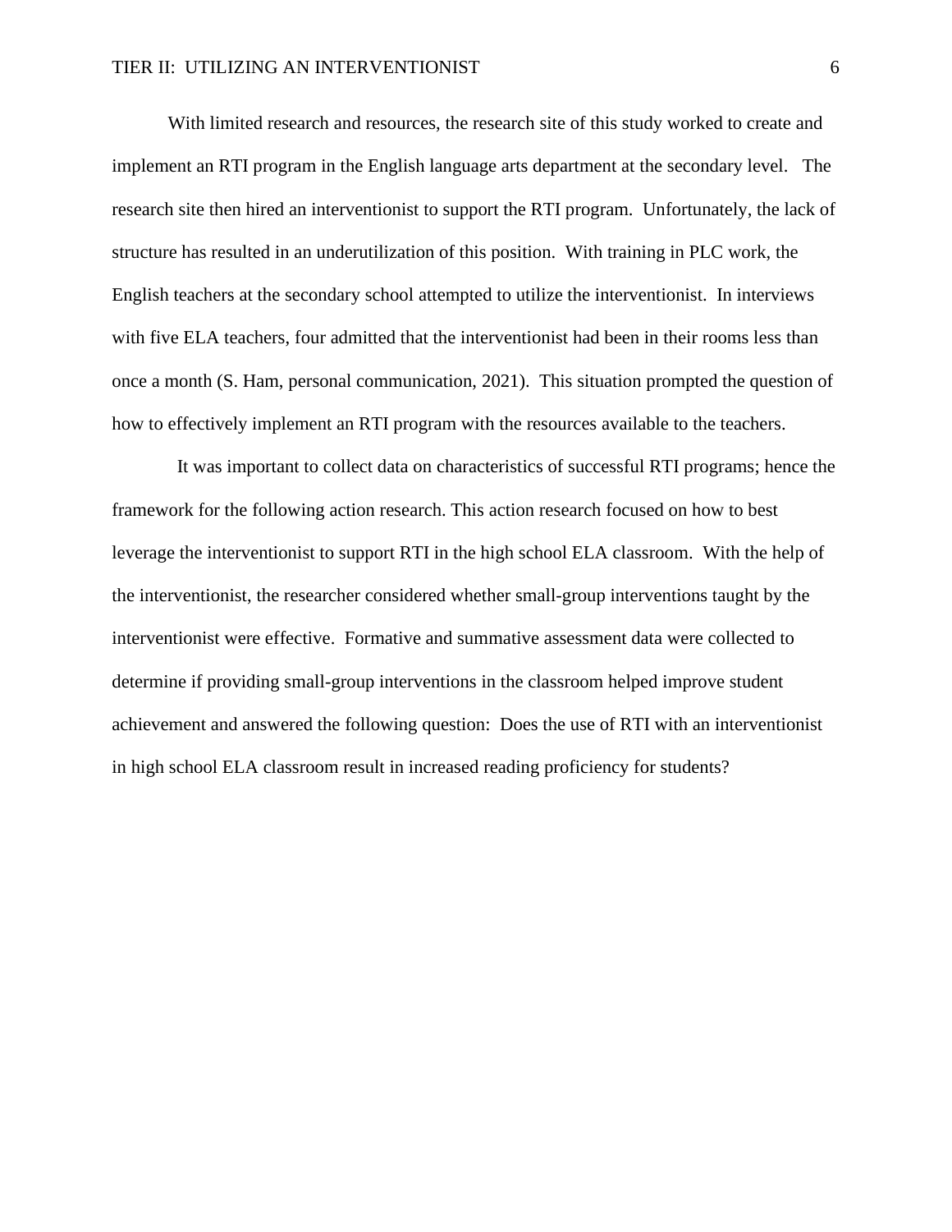With limited research and resources, the research site of this study worked to create and implement an RTI program in the English language arts department at the secondary level. The research site then hired an interventionist to support the RTI program. Unfortunately, the lack of structure has resulted in an underutilization of this position. With training in PLC work, the English teachers at the secondary school attempted to utilize the interventionist. In interviews with five ELA teachers, four admitted that the interventionist had been in their rooms less than once a month (S. Ham, personal communication, 2021). This situation prompted the question of how to effectively implement an RTI program with the resources available to the teachers.

It was important to collect data on characteristics of successful RTI programs; hence the framework for the following action research. This action research focused on how to best leverage the interventionist to support RTI in the high school ELA classroom. With the help of the interventionist, the researcher considered whether small-group interventions taught by the interventionist were effective. Formative and summative assessment data were collected to determine if providing small-group interventions in the classroom helped improve student achievement and answered the following question: Does the use of RTI with an interventionist in high school ELA classroom result in increased reading proficiency for students?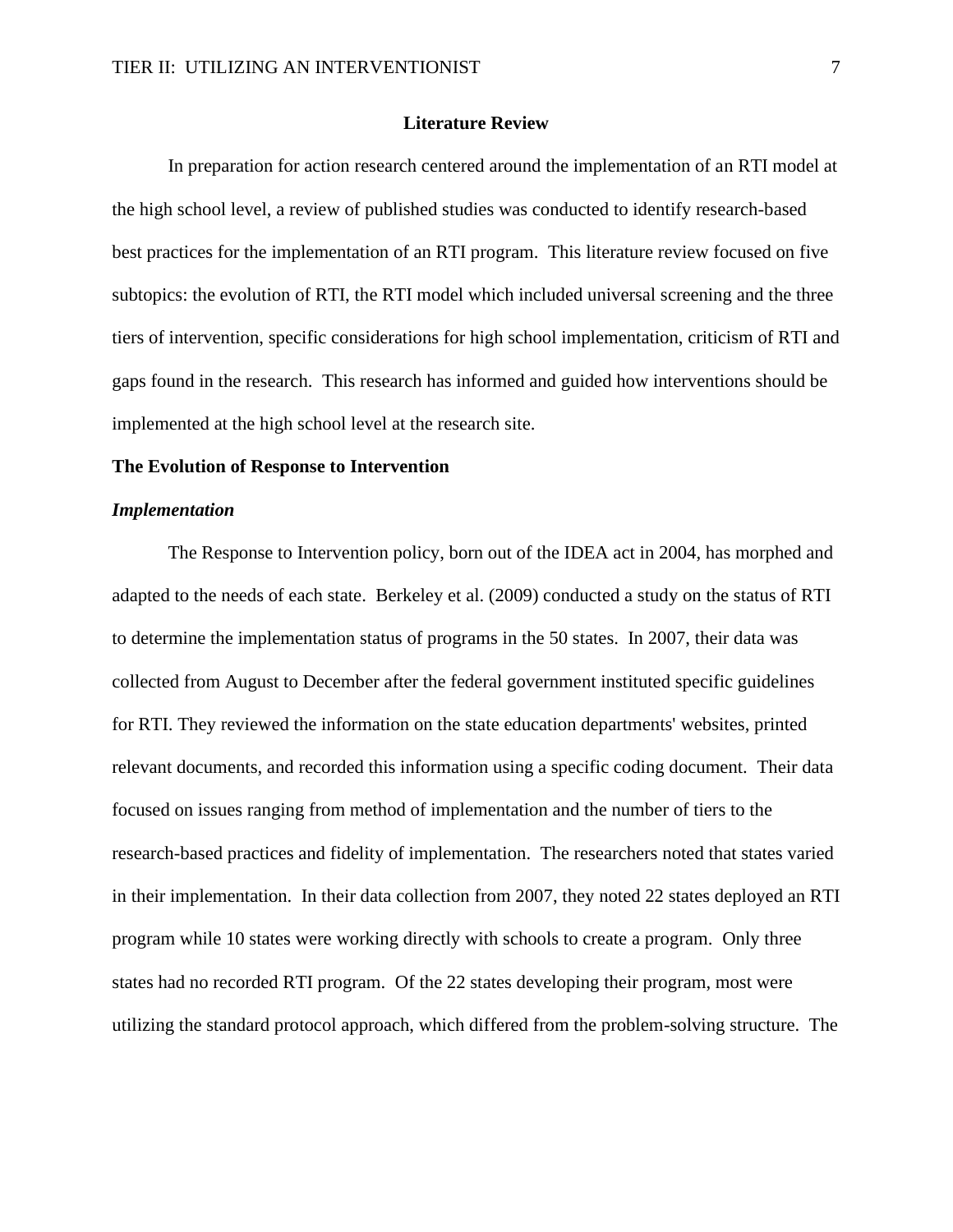# Literature Review

In preparation for action research centered around the implementation of an RTI model at the high school level, a review of published studies was conducted to identify research-based best practices for the implementation of an RTI program. This literature review focused on five subtopics: the evolution of RTI, the RTI model which included universal screening and the three tiers of intervention, specific considerations for high school implementation, criticism of RTI and gaps found in the research. This research has informed and guided how interventions should be implemented at the high school level at the research site.

## The Evolution of Response to Intervention

### *Implementation*

The Response to Intervention policy, born out of the IDEA act in 2004, has morphed and adapted to the needs of each state. Berkeley et al. (2009) conducted a study on the status of RTI to determine the implementation status of programs in the 50 states. In 2007, their data was collected from August to December after the federal government instituted specific guidelines for RTI. They reviewed the information on the state education departments' websites, printed relevant documents, and recorded this information using a specific coding document. Their data focused on issues ranging from method of implementation and the number of tiers to the research-based practices and fidelity of implementation. The researchers noted that states varied in their implementation. In their data collection from 2007, they noted 22 states deployed an RTI program while 10 states were working directly with schools to create a program. Only three states had no recorded RTI program. Of the 22 states developing their program, most were utilizing the standard protocol approach, which differed from the problem-solving structure. The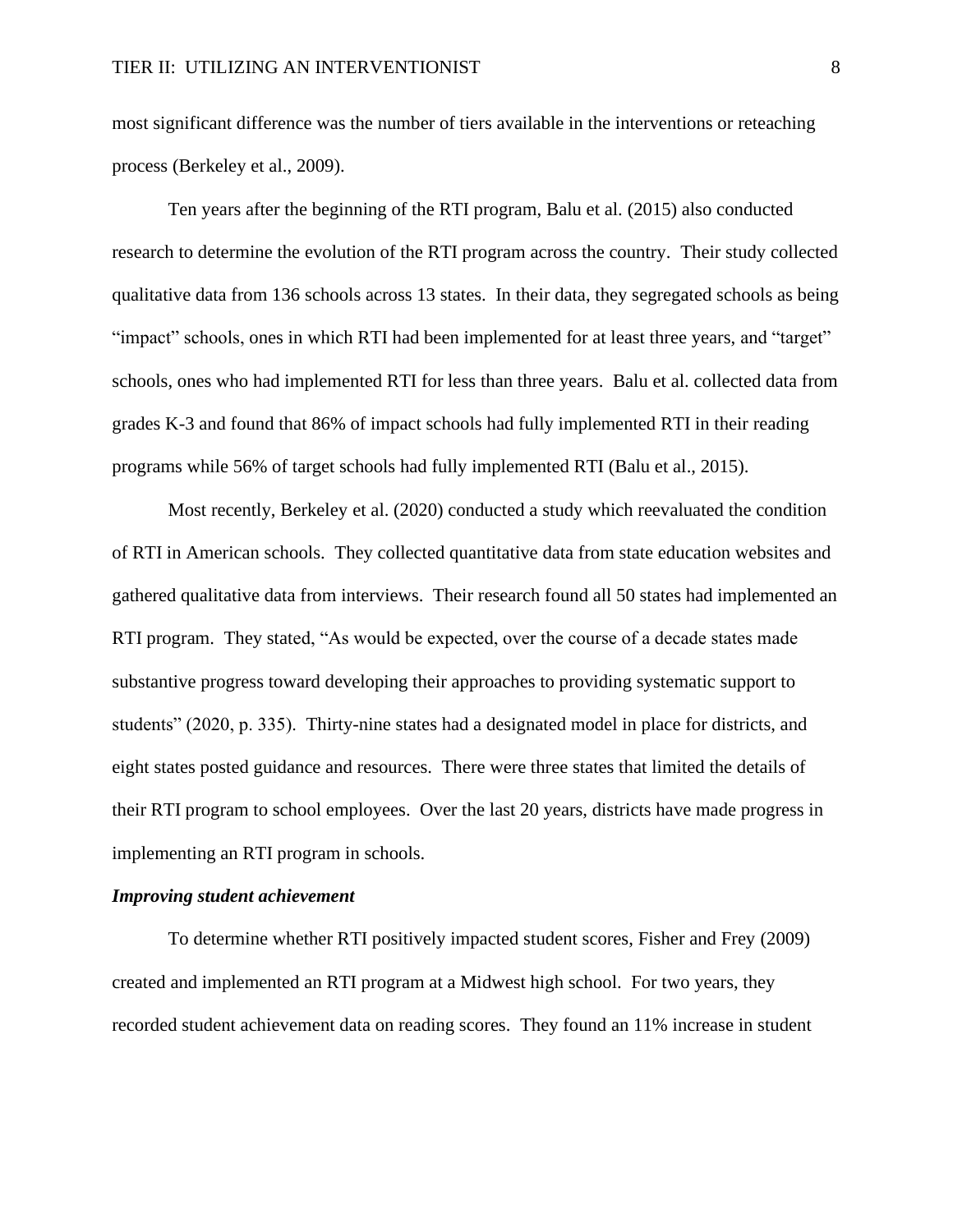most significant difference was the number of tiers available in the interventions or reteaching process (Berkeley et al., 2009).

Ten years after the beginning of the RTI program, Balu et al. (2015) also conducted research to determine the evolution of the RTI program across the country. Their study collected qualitative data from 136 schools across 13 states. In their data, they segregated schools as being "impact" schools, ones in which RTI had been implemented for at least three years, and "target" schools, ones who had implemented RTI for less than three years. Balu et al. collected data from grades K-3 and found that 86% of impact schools had fully implemented RTI in their reading programs while 56% of target schools had fully implemented RTI (Balu et al., 2015).

Most recently, Berkeley et al. (2020) conducted a study which reevaluated the condition of RTI in American schools. They collected quantitative data from state education websites and gathered qualitative data from interviews. Their research found all 50 states had implemented an RTI program. They stated, "As would be expected, over the course of a decade states made substantive progress toward developing their approaches to providing systematic support to students" (2020, p. 335). Thirty-nine states had a designated model in place for districts, and eight states posted guidance and resources. There were three states that limited the details of their RTI program to school employees. Over the last 20 years, districts have made progress in implementing an RTI program in schools.

### *Improving student achievement*

To determine whether RTI positively impacted student scores, Fisher and Frey (2009) created and implemented an RTI program at a Midwest high school. For two years, they recorded student achievement data on reading scores. They found an 11% increase in student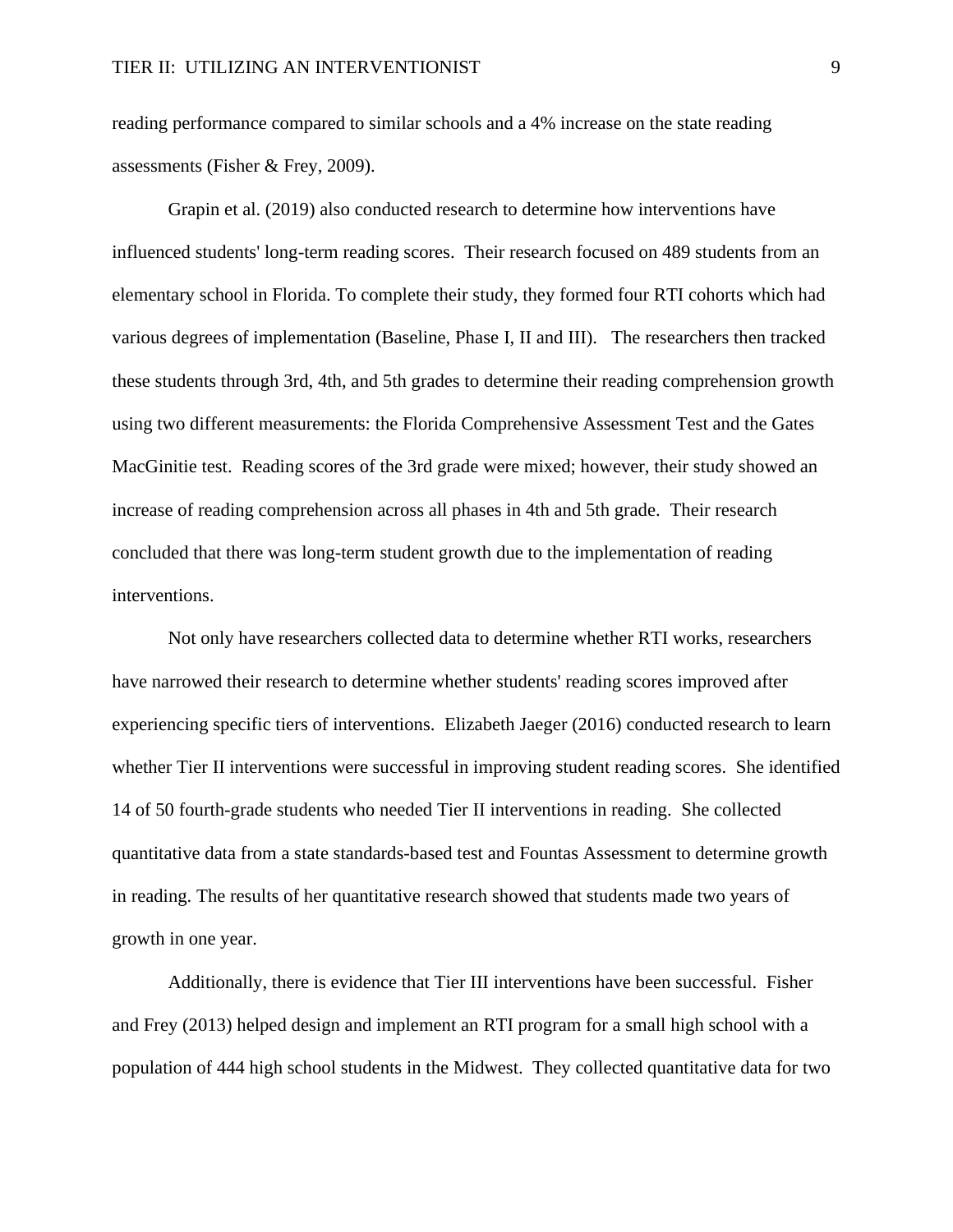reading performance compared to similar schools and a 4% increase on the state reading assessments (Fisher & Frey, 2009).

Grapin et al. (2019) also conducted research to determine how interventions have influenced students' long-term reading scores. Their research focused on 489 students from an elementary school in Florida. To complete their study, they formed four RTI cohorts which had various degrees of implementation (Baseline, Phase I, II and III). The researchers then tracked these students through 3rd, 4th, and 5th grades to determine their reading comprehension growth using two different measurements: the Florida Comprehensive Assessment Test and the Gates MacGinitie test. Reading scores of the 3rd grade were mixed; however, their study showed an increase of reading comprehension across all phases in 4th and 5th grade. Their research concluded that there was long-term student growth due to the implementation of reading interventions.

Not only have researchers collected data to determine whether RTI works, researchers have narrowed their research to determine whether students' reading scores improved after experiencing specific tiers of interventions. Elizabeth Jaeger (2016) conducted research to learn whether Tier II interventions were successful in improving student reading scores. She identified 14 of 50 fourth-grade students who needed Tier II interventions in reading. She collected quantitative data from a state standards-based test and Fountas Assessment to determine growth in reading. The results of her quantitative research showed that students made two years of growth in one year.

Additionally, there is evidence that Tier III interventions have been successful. Fisher and Frey (2013) helped design and implement an RTI program for a small high school with a population of 444 high school students in the Midwest. They collected quantitative data for two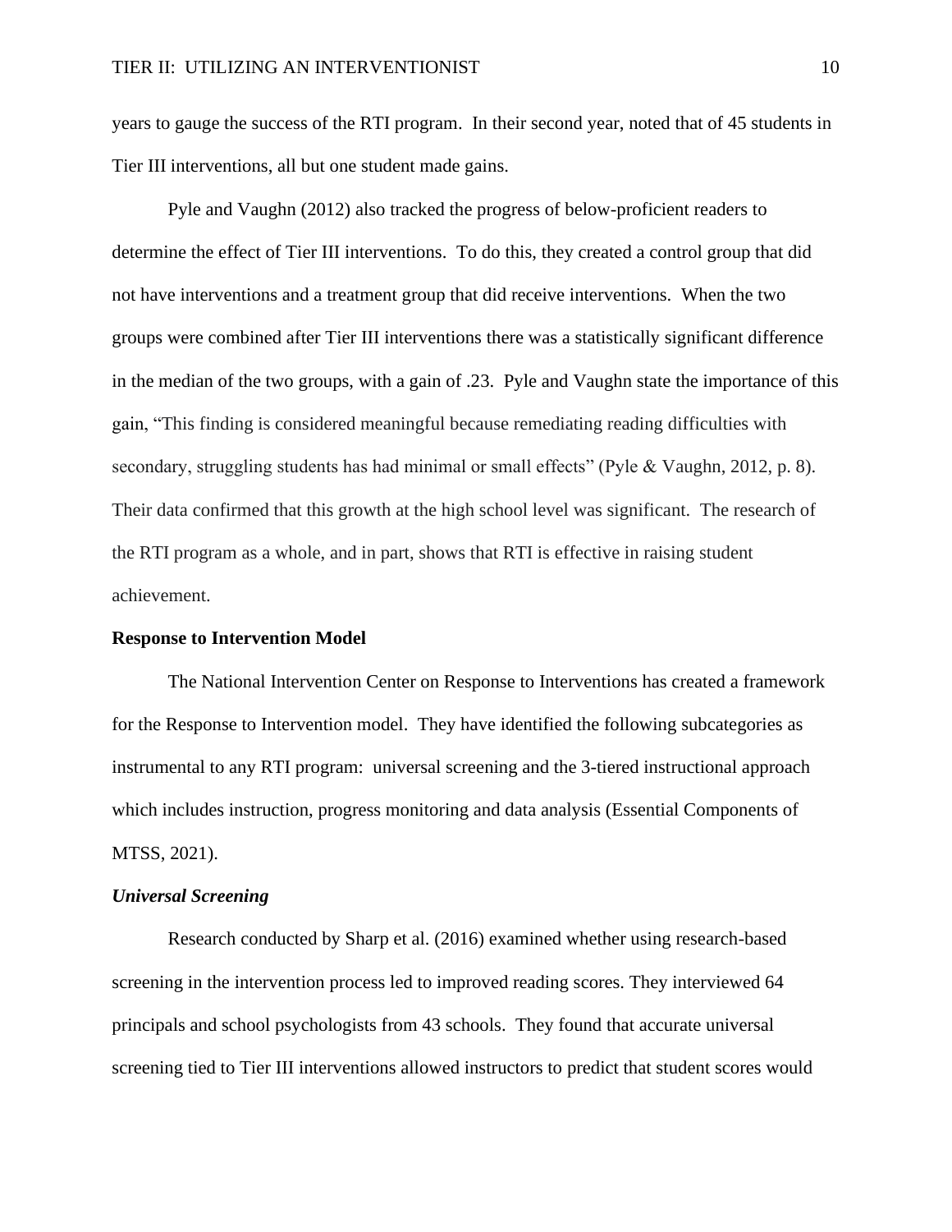years to gauge the success of the RTI program. In their second year, noted that of 45 students in Tier III interventions, all but one student made gains.

Pyle and Vaughn (2012) also tracked the progress of below-proficient readers to determine the effect of Tier III interventions. To do this, they created a control group that did not have interventions and a treatment group that did receive interventions. When the two groups were combined after Tier III interventions there was a statistically significant difference in the median of the two groups, with a gain of .23. Pyle and Vaughn state the importance of this gain, "This finding is considered meaningful because remediating reading difficulties with secondary, struggling students has had minimal or small effects" (Pyle & Vaughn, 2012, p. 8). Their data confirmed that this growth at the high school level was significant. The research of the RTI program as a whole, and in part, shows that RTI is effective in raising student achievement.

## Response to Intervention Model

The National Intervention Center on Response to Interventions has created a framework for the Response to Intervention model. They have identified the following subcategories as instrumental to any RTI program: universal screening and the 3-tiered instructional approach which includes instruction, progress monitoring and data analysis (Essential Components of MTSS, 2021).

### *Universal Screening*

Research conducted by Sharp et al. (2016) examined whether using research-based screening in the intervention process led to improved reading scores. They interviewed 64 principals and school psychologists from 43 schools. They found that accurate universal screening tied to Tier III interventions allowed instructors to predict that student scores would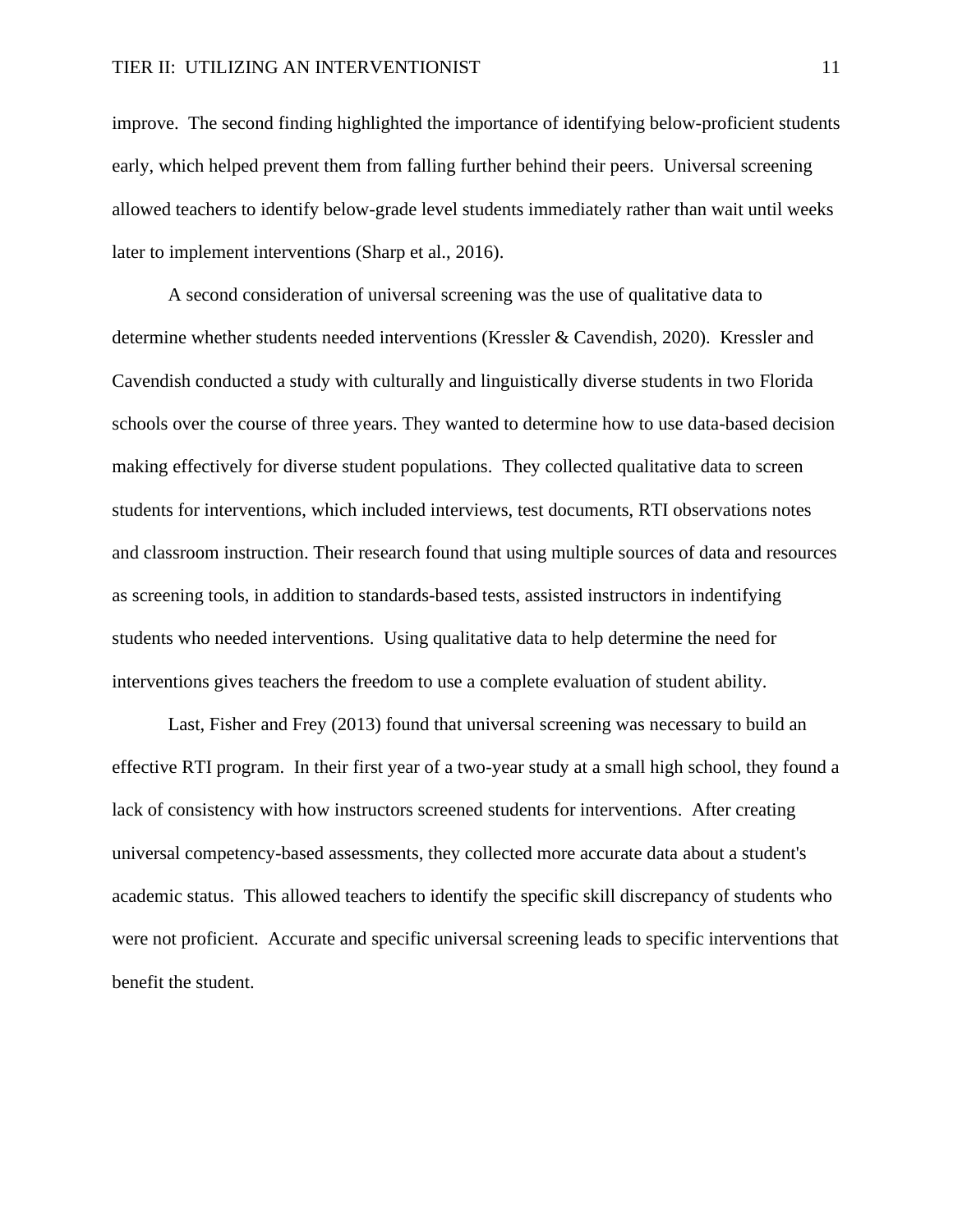improve. The second finding highlighted the importance of identifying below-proficient students early, which helped prevent them from falling further behind their peers. Universal screening allowed teachers to identify below-grade level students immediately rather than wait until weeks later to implement interventions (Sharp et al., 2016).

A second consideration of universal screening was the use of qualitative data to determine whether students needed interventions (Kressler & Cavendish, 2020). Kressler and Cavendish conducted a study with culturally and linguistically diverse students in two Florida schools over the course of three years. They wanted to determine how to use data-based decision making effectively for diverse student populations. They collected qualitative data to screen students for interventions, which included interviews, test documents, RTI observations notes and classroom instruction. Their research found that using multiple sources of data and resources as screening tools, in addition to standards-based tests, assisted instructors in indentifying students who needed interventions. Using qualitative data to help determine the need for interventions gives teachers the freedom to use a complete evaluation of student ability.

Last, Fisher and Frey (2013) found that universal screening was necessary to build an effective RTI program. In their first year of a two-year study at a small high school, they found a lack of consistency with how instructors screened students for interventions. After creating universal competency-based assessments, they collected more accurate data about a student's academic status. This allowed teachers to identify the specific skill discrepancy of students who were not proficient. Accurate and specific universal screening leads to specific interventions that benefit the student.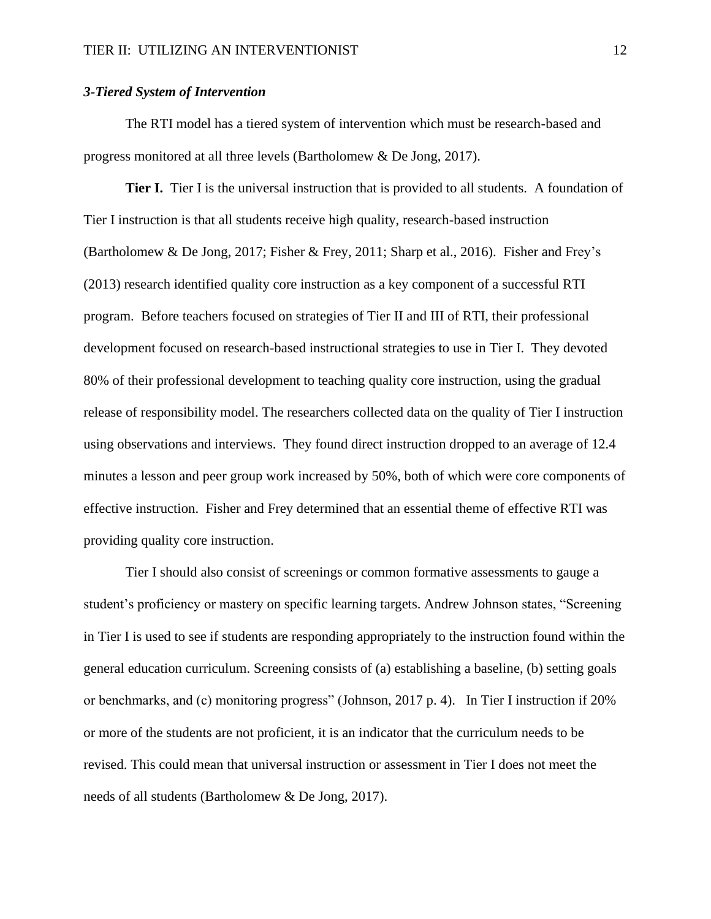### *3-Tiered System of Intervention*

The RTI model has a tiered system of intervention which must be research-based and progress monitored at all three levels (Bartholomew & De Jong, 2017).

**Tier I.** Tier I is the universal instruction that is provided to all students. A foundation of Tier I instruction is that all students receive high quality, research-based instruction (Bartholomew & De Jong, 2017; Fisher & Frey, 2011; Sharp et al., 2016). Fisher and Frey's (2013) research identified quality core instruction as a key component of a successful RTI program. Before teachers focused on strategies of Tier II and III of RTI, their professional development focused on research-based instructional strategies to use in Tier I. They devoted 80% of their professional development to teaching quality core instruction, using the gradual release of responsibility model. The researchers collected data on the quality of Tier I instruction using observations and interviews. They found direct instruction dropped to an average of 12.4 minutes a lesson and peer group work increased by 50%, both of which were core components of effective instruction. Fisher and Frey determined that an essential theme of effective RTI was providing quality core instruction.

Tier I should also consist of screenings or common formative assessments to gauge a student's proficiency or mastery on specific learning targets. Andrew Johnson states, "Screening in Tier I is used to see if students are responding appropriately to the instruction found within the general education curriculum. Screening consists of (a) establishing a baseline, (b) setting goals or benchmarks, and (c) monitoring progress" (Johnson, 2017 p. 4). In Tier I instruction if 20% or more of the students are not proficient, it is an indicator that the curriculum needs to be revised. This could mean that universal instruction or assessment in Tier I does not meet the needs of all students (Bartholomew & De Jong, 2017).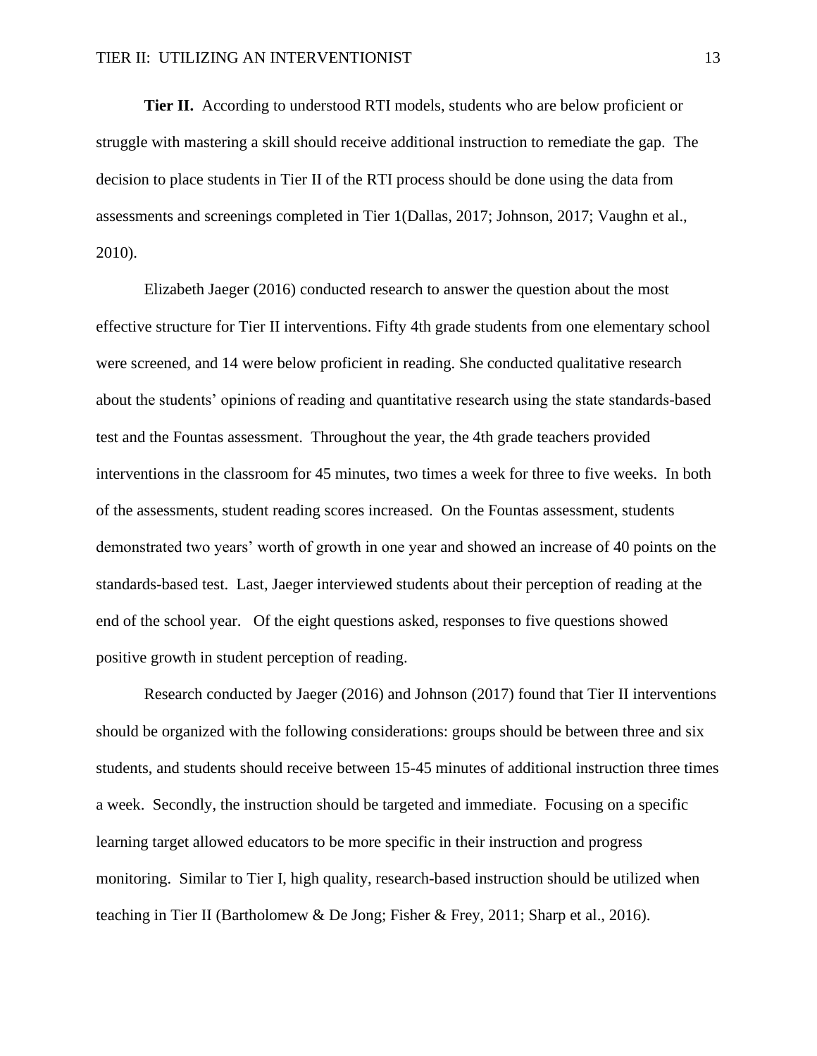**Tier II.** According to understood RTI models, students who are below proficient or struggle with mastering a skill should receive additional instruction to remediate the gap. The decision to place students in Tier II of the RTI process should be done using the data from assessments and screenings completed in Tier 1(Dallas, 2017; Johnson, 2017; Vaughn et al., 2010).

Elizabeth Jaeger (2016) conducted research to answer the question about the most effective structure for Tier II interventions. Fifty 4th grade students from one elementary school were screened, and 14 were below proficient in reading. She conducted qualitative research about the students' opinions of reading and quantitative research using the state standards-based test and the Fountas assessment. Throughout the year, the 4th grade teachers provided interventions in the classroom for 45 minutes, two times a week for three to five weeks. In both of the assessments, student reading scores increased. On the Fountas assessment, students demonstrated two years' worth of growth in one year and showed an increase of 40 points on the standards-based test. Last, Jaeger interviewed students about their perception of reading at the end of the school year. Of the eight questions asked, responses to five questions showed positive growth in student perception of reading.

Research conducted by Jaeger (2016) and Johnson (2017) found that Tier II interventions should be organized with the following considerations: groups should be between three and six students, and students should receive between 15-45 minutes of additional instruction three times a week. Secondly, the instruction should be targeted and immediate. Focusing on a specific learning target allowed educators to be more specific in their instruction and progress monitoring. Similar to Tier I, high quality, research-based instruction should be utilized when teaching in Tier II (Bartholomew & De Jong; Fisher & Frey, 2011; Sharp et al., 2016).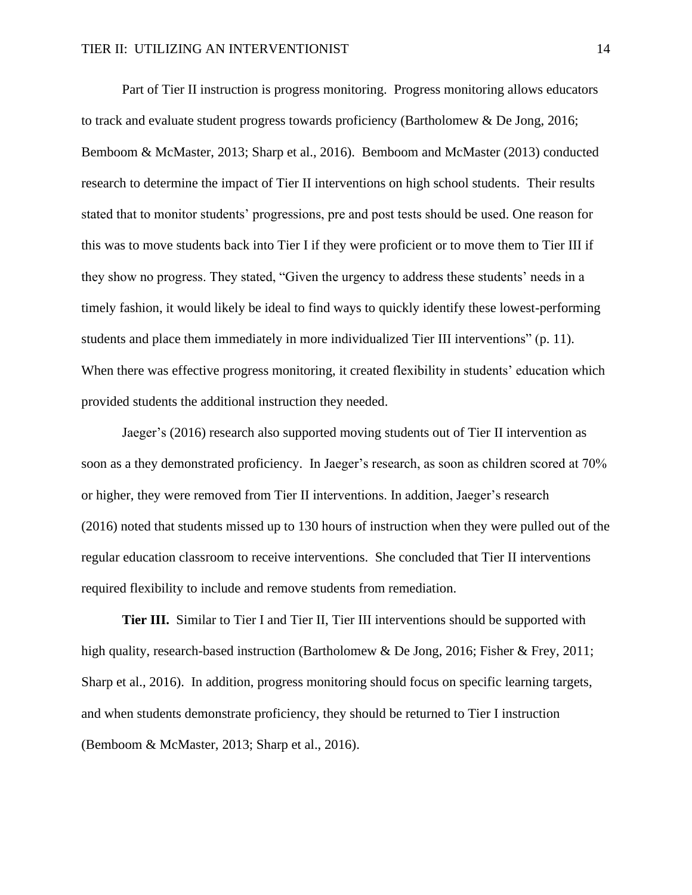Part of Tier II instruction is progress monitoring. Progress monitoring allows educators to track and evaluate student progress towards proficiency (Bartholomew & De Jong, 2016; Bemboom & McMaster, 2013; Sharp et al., 2016). Bemboom and McMaster (2013) conducted research to determine the impact of Tier II interventions on high school students. Their results stated that to monitor students' progressions, pre and post tests should be used. One reason for this was to move students back into Tier I if they were proficient or to move them to Tier III if they show no progress. They stated, "Given the urgency to address these students' needs in a timely fashion, it would likely be ideal to find ways to quickly identify these lowest-performing students and place them immediately in more individualized Tier III interventions" (p. 11). When there was effective progress monitoring, it created flexibility in students' education which provided students the additional instruction they needed.

Jaeger's (2016) research also supported moving students out of Tier II intervention as soon as a they demonstrated proficiency. In Jaeger's research, as soon as children scored at 70% or higher, they were removed from Tier II interventions. In addition, Jaeger's research (2016) noted that students missed up to 130 hours of instruction when they were pulled out of the regular education classroom to receive interventions. She concluded that Tier II interventions required flexibility to include and remove students from remediation.

**Tier III.** Similar to Tier I and Tier II, Tier III interventions should be supported with high quality, research-based instruction (Bartholomew & De Jong, 2016; Fisher & Frey, 2011; Sharp et al., 2016). In addition, progress monitoring should focus on specific learning targets, and when students demonstrate proficiency, they should be returned to Tier I instruction (Bemboom & McMaster, 2013; Sharp et al., 2016).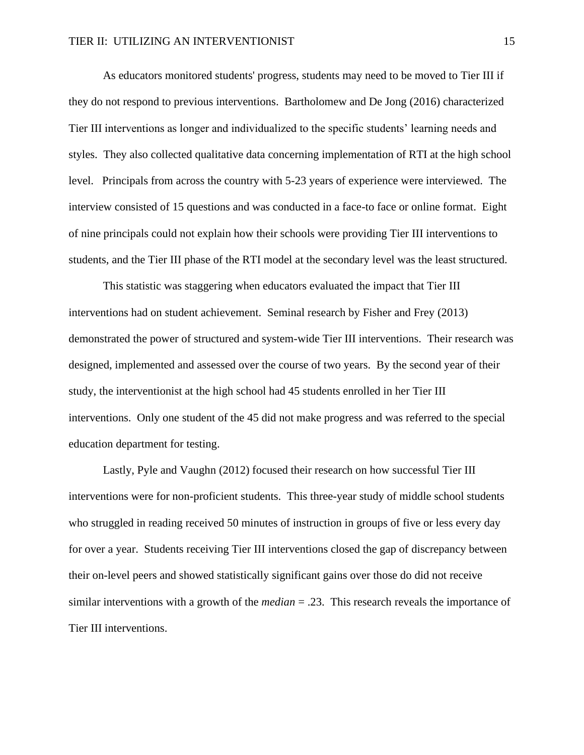As educators monitored students' progress, students may need to be moved to Tier III if they do not respond to previous interventions. Bartholomew and De Jong (2016) characterized Tier III interventions as longer and individualized to the specific students' learning needs and styles. They also collected qualitative data concerning implementation of RTI at the high school level. Principals from across the country with 5-23 years of experience were interviewed. The interview consisted of 15 questions and was conducted in a face-to face or online format. Eight of nine principals could not explain how their schools were providing Tier III interventions to students, and the Tier III phase of the RTI model at the secondary level was the least structured.

This statistic was staggering when educators evaluated the impact that Tier III interventions had on student achievement. Seminal research by Fisher and Frey (2013) demonstrated the power of structured and system-wide Tier III interventions. Their research was designed, implemented and assessed over the course of two years. By the second year of their study, the interventionist at the high school had 45 students enrolled in her Tier III interventions. Only one student of the 45 did not make progress and was referred to the special education department for testing.

Lastly, Pyle and Vaughn (2012) focused their research on how successful Tier III interventions were for non-proficient students. This three-year study of middle school students who struggled in reading received 50 minutes of instruction in groups of five or less every day for over a year. Students receiving Tier III interventions closed the gap of discrepancy between their on-level peers and showed statistically significant gains over those do did not receive similar interventions with a growth of the *median* = .23. This research reveals the importance of Tier III interventions.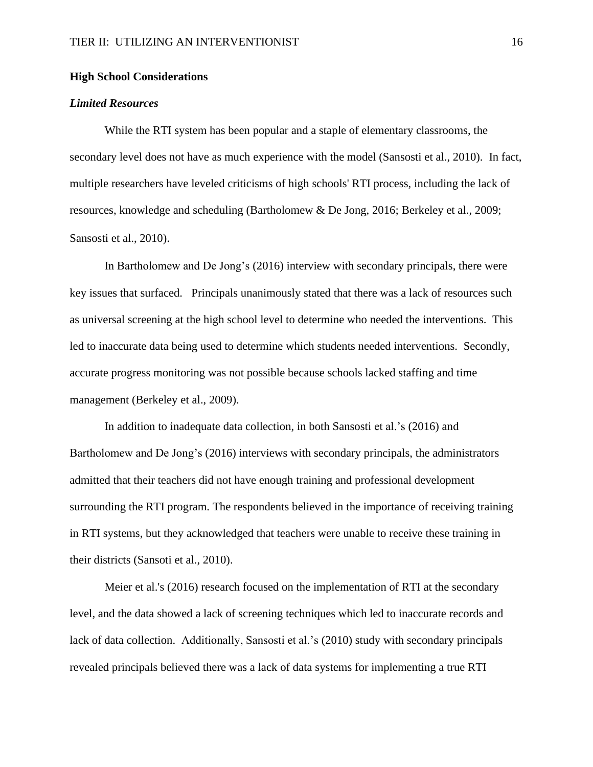## High School Considerations

### *Limited Resources*

While the RTI system has been popular and a staple of elementary classrooms, the secondary level does not have as much experience with the model (Sansosti et al., 2010). In fact, multiple researchers have leveled criticisms of high schools' RTI process, including the lack of resources, knowledge and scheduling (Bartholomew & De Jong, 2016; Berkeley et al., 2009; Sansosti et al., 2010).

In Bartholomew and De Jong's (2016) interview with secondary principals, there were key issues that surfaced. Principals unanimously stated that there was a lack of resources such as universal screening at the high school level to determine who needed the interventions. This led to inaccurate data being used to determine which students needed interventions. Secondly, accurate progress monitoring was not possible because schools lacked staffing and time management (Berkeley et al., 2009).

In addition to inadequate data collection, in both Sansosti et al.'s (2016) and Bartholomew and De Jong's (2016) interviews with secondary principals, the administrators admitted that their teachers did not have enough training and professional development surrounding the RTI program. The respondents believed in the importance of receiving training in RTI systems, but they acknowledged that teachers were unable to receive these training in their districts (Sansoti et al., 2010).

Meier et al.'s (2016) research focused on the implementation of RTI at the secondary level, and the data showed a lack of screening techniques which led to inaccurate records and lack of data collection. Additionally, Sansosti et al.'s (2010) study with secondary principals revealed principals believed there was a lack of data systems for implementing a true RTI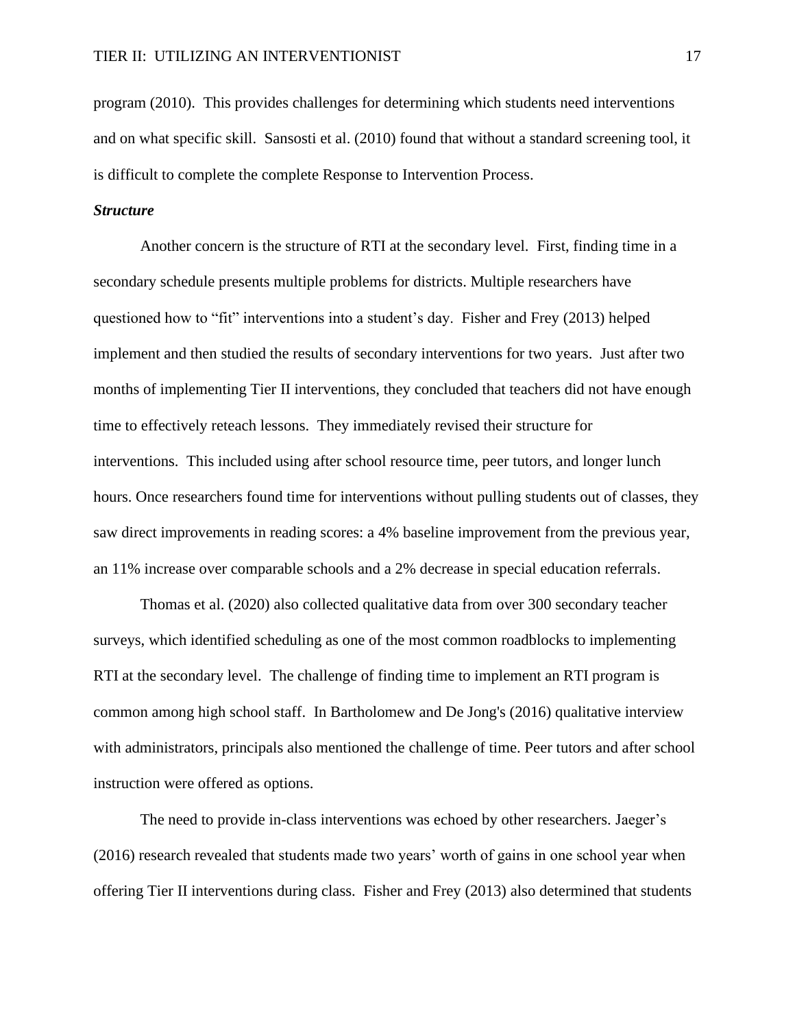program (2010). This provides challenges for determining which students need interventions and on what specific skill. Sansosti et al. (2010) found that without a standard screening tool, it is difficult to complete the complete Response to Intervention Process.

### *Structure*

Another concern is the structure of RTI at the secondary level. First, finding time in a secondary schedule presents multiple problems for districts. Multiple researchers have questioned how to "fit" interventions into a student's day. Fisher and Frey (2013) helped implement and then studied the results of secondary interventions for two years. Just after two months of implementing Tier II interventions, they concluded that teachers did not have enough time to effectively reteach lessons. They immediately revised their structure for interventions. This included using after school resource time, peer tutors, and longer lunch hours. Once researchers found time for interventions without pulling students out of classes, they saw direct improvements in reading scores: a 4% baseline improvement from the previous year, an 11% increase over comparable schools and a 2% decrease in special education referrals.

Thomas et al. (2020) also collected qualitative data from over 300 secondary teacher surveys, which identified scheduling as one of the most common roadblocks to implementing RTI at the secondary level. The challenge of finding time to implement an RTI program is common among high school staff. In Bartholomew and De Jong's (2016) qualitative interview with administrators, principals also mentioned the challenge of time. Peer tutors and after school instruction were offered as options.

The need to provide in-class interventions was echoed by other researchers. Jaeger's (2016) research revealed that students made two years' worth of gains in one school year when offering Tier II interventions during class. Fisher and Frey (2013) also determined that students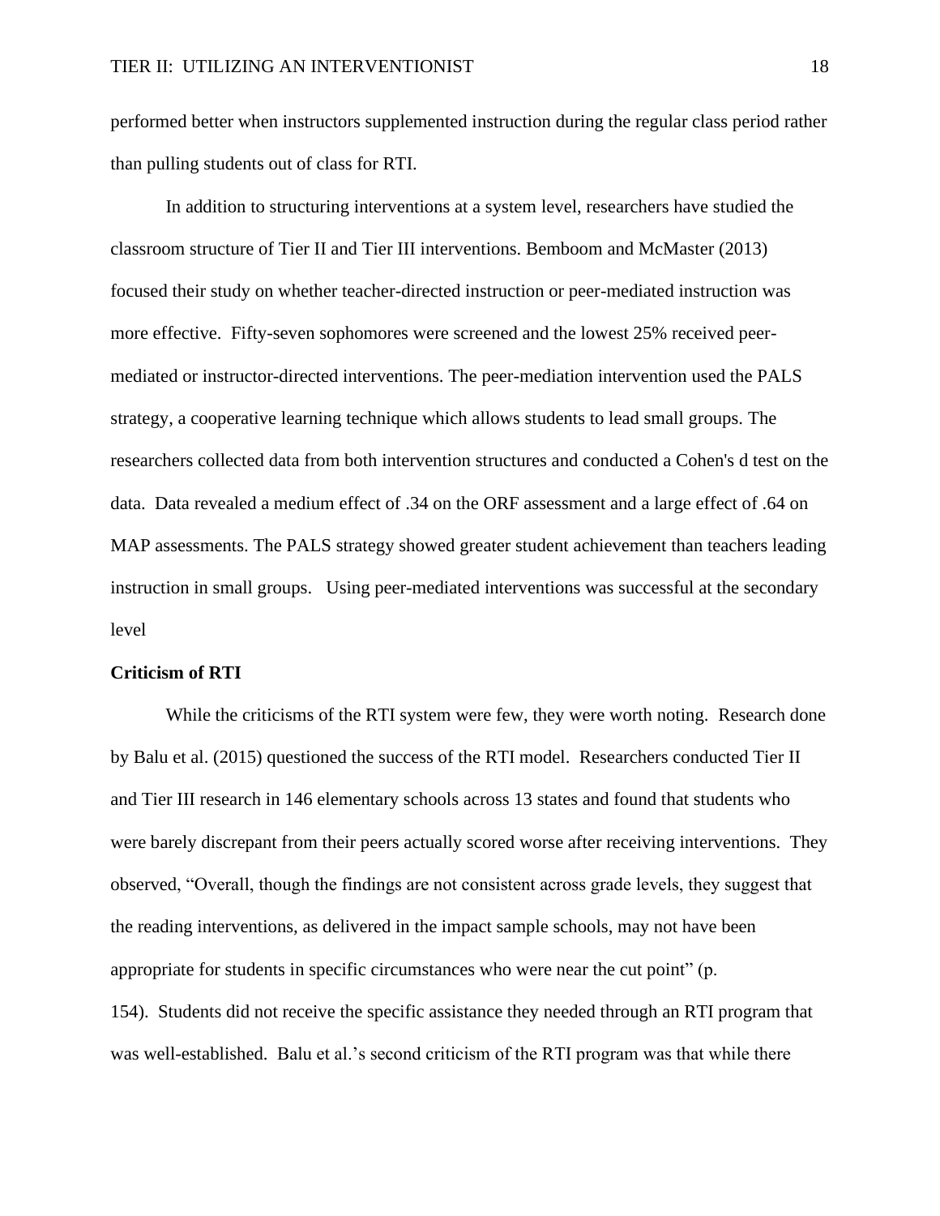performed better when instructors supplemented instruction during the regular class period rather than pulling students out of class for RTI.

In addition to structuring interventions at a system level, researchers have studied the classroom structure of Tier II and Tier III interventions. Bemboom and McMaster (2013) focused their study on whether teacher-directed instruction or peer-mediated instruction was more effective. Fifty-seven sophomores were screened and the lowest 25% received peer-mediated or instructor-directed interventions. The peer-mediation intervention used the PALS strategy, a cooperative learning technique which allows students to lead small groups. The researchers collected data from both intervention structures and conducted a Cohen's d test on the data. Data revealed a medium effect of .34 on the ORF assessment and a large effect of .64 on MAP assessments. The PALS strategy showed greater student achievement than teachers leading instruction in small groups. Using peer-mediated interventions was successful at the secondary level

**Criticism of RTI**

While the criticisms of the RTI system were few, they were worth noting. Research done by Balu et al. (2015) questioned the success of the RTI model. Researchers conducted Tier II and Tier III research in 146 elementary schools across 13 states and found that students who were barely discrepant from their peers actually scored worse after receiving interventions. They observed, “Overall, though the findings are not consistent across grade levels, they suggest that the reading interventions, as delivered in the impact sample schools, may not have been appropriate for students in specific circumstances who were near the cut point” (p. 154). Students did not receive the specific assistance they needed through an RTI program that was well-established. Balu et al.’s second criticism of the RTI program was that while there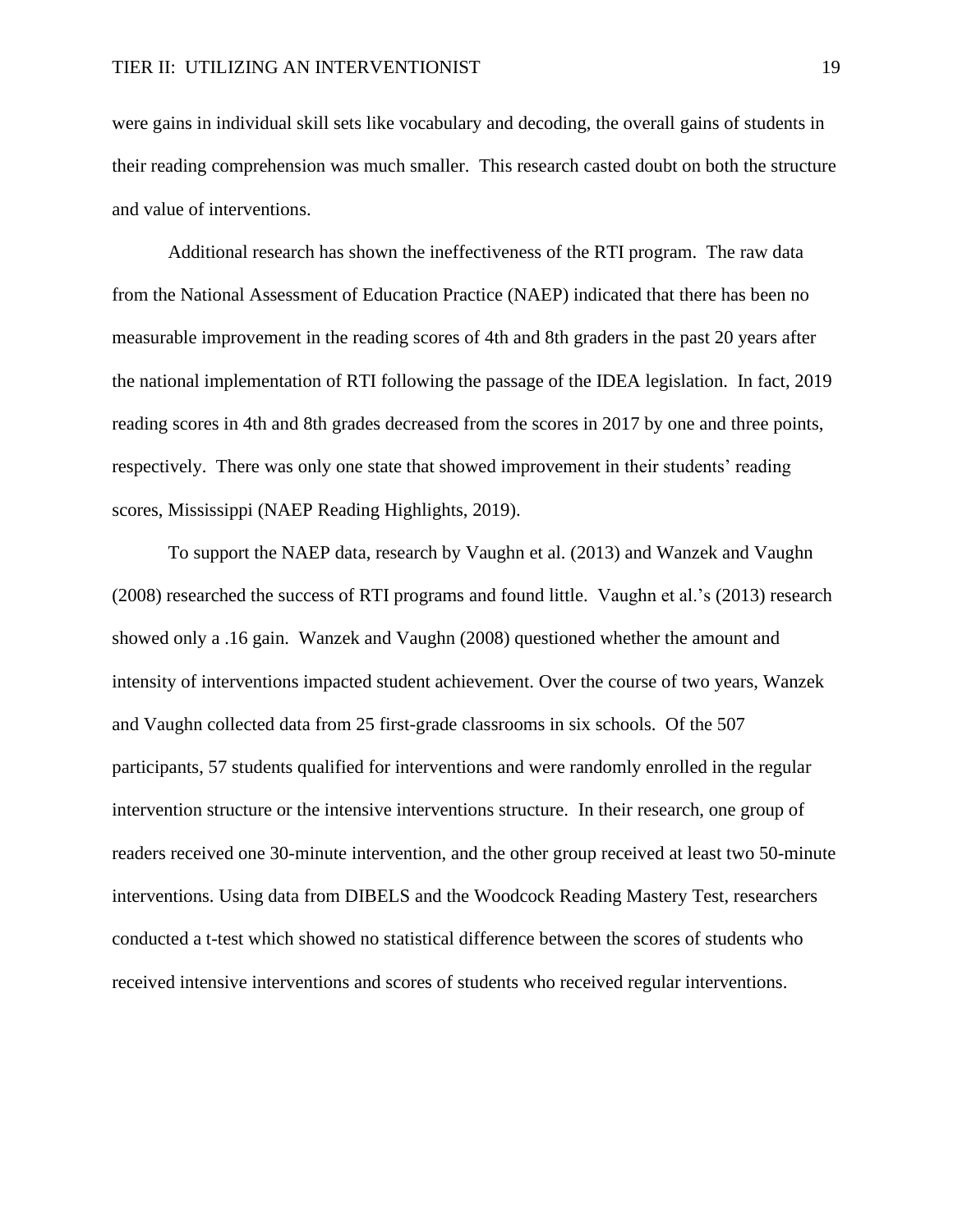were gains in individual skill sets like vocabulary and decoding, the overall gains of students in their reading comprehension was much smaller. This research casted doubt on both the structure and value of interventions.

Additional research has shown the ineffectiveness of the RTI program. The raw data from the National Assessment of Education Practice (NAEP) indicated that there has been no measurable improvement in the reading scores of 4th and 8th graders in the past 20 years after the national implementation of RTI following the passage of the IDEA legislation. In fact, 2019 reading scores in 4th and 8th grades decreased from the scores in 2017 by one and three points, respectively. There was only one state that showed improvement in their students' reading scores, Mississippi (NAEP Reading Highlights, 2019).

To support the NAEP data, research by Vaughn et al. (2013) and Wanzek and Vaughn (2008) researched the success of RTI programs and found little. Vaughn et al.'s (2013) research showed only a .16 gain. Wanzek and Vaughn (2008) questioned whether the amount and intensity of interventions impacted student achievement. Over the course of two years, Wanzek and Vaughn collected data from 25 first-grade classrooms in six schools. Of the 507 participants, 57 students qualified for interventions and were randomly enrolled in the regular intervention structure or the intensive interventions structure. In their research, one group of readers received one 30-minute intervention, and the other group received at least two 50-minute interventions. Using data from DIBELS and the Woodcock Reading Mastery Test, researchers conducted a t-test which showed no statistical difference between the scores of students who received intensive interventions and scores of students who received regular interventions.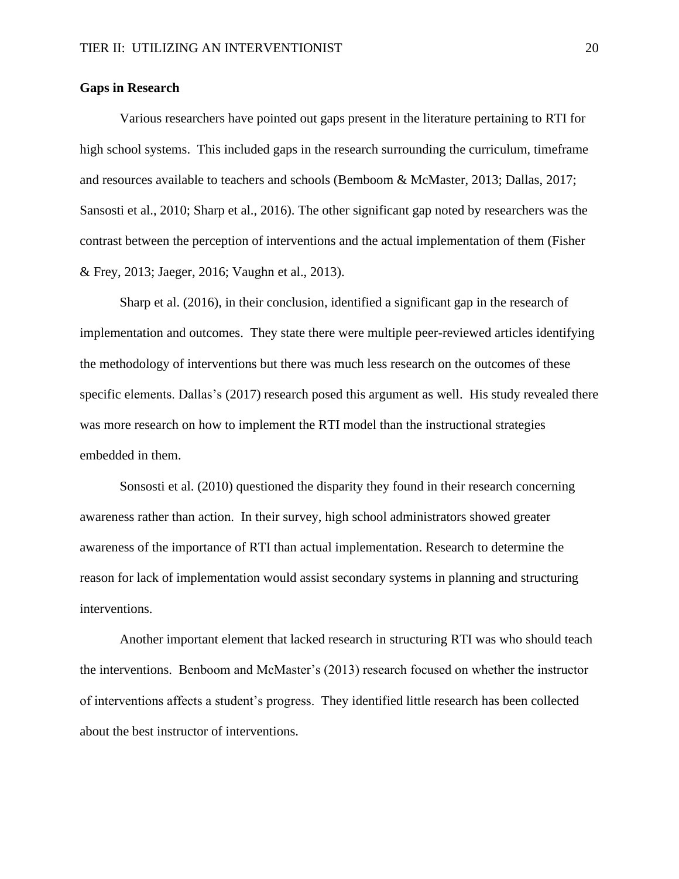**Gaps in Research**

Various researchers have pointed out gaps present in the literature pertaining to RTI for high school systems. This included gaps in the research surrounding the curriculum, timeframe and resources available to teachers and schools (Bemboom & McMaster, 2013; Dallas, 2017; Sansosti et al., 2010; Sharp et al., 2016). The other significant gap noted by researchers was the contrast between the perception of interventions and the actual implementation of them (Fisher & Frey, 2013; Jaeger, 2016; Vaughn et al., 2013).

Sharp et al. (2016), in their conclusion, identified a significant gap in the research of implementation and outcomes. They state there were multiple peer-reviewed articles identifying the methodology of interventions but there was much less research on the outcomes of these specific elements. Dallas's (2017) research posed this argument as well. His study revealed there was more research on how to implement the RTI model than the instructional strategies embedded in them.

Sonsosti et al. (2010) questioned the disparity they found in their research concerning awareness rather than action. In their survey, high school administrators showed greater awareness of the importance of RTI than actual implementation. Research to determine the reason for lack of implementation would assist secondary systems in planning and structuring interventions.

Another important element that lacked research in structuring RTI was who should teach the interventions. Benboom and McMaster's (2013) research focused on whether the instructor of interventions affects a student's progress. They identified little research has been collected about the best instructor of interventions.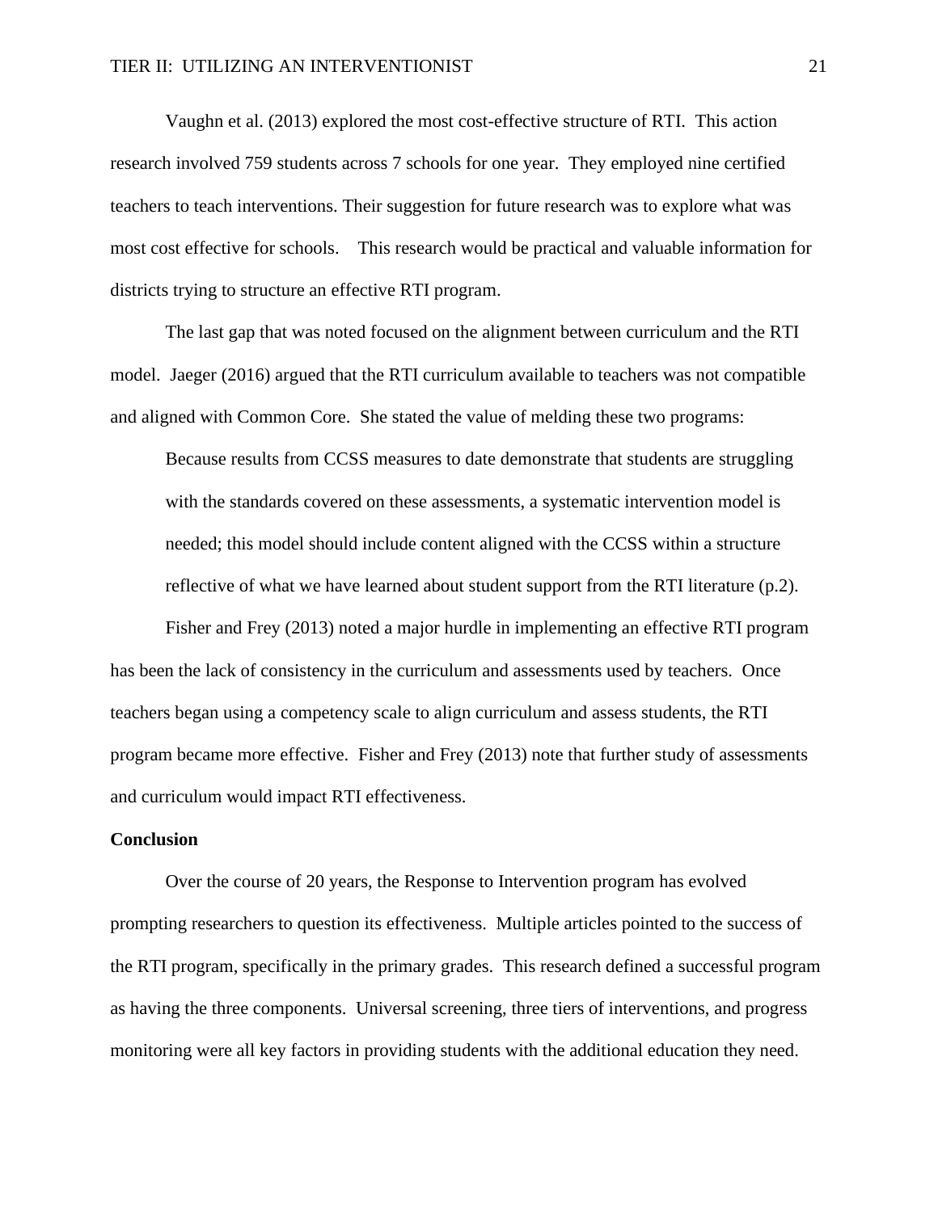Vaughn et al. (2013) explored the most cost-effective structure of RTI. This action research involved 759 students across 7 schools for one year. They employed nine certified teachers to teach interventions. Their suggestion for future research was to explore what was most cost effective for schools. This research would be practical and valuable information for districts trying to structure an effective RTI program.

The last gap that was noted focused on the alignment between curriculum and the RTI model. Jaeger (2016) argued that the RTI curriculum available to teachers was not compatible and aligned with Common Core. She stated the value of melding these two programs:

> Because results from CCSS measures to date demonstrate that students are struggling with the standards covered on these assessments, a systematic intervention model is needed; this model should include content aligned with the CCSS within a structure reflective of what we have learned about student support from the RTI literature (p.2).

Fisher and Frey (2013) noted a major hurdle in implementing an effective RTI program has been the lack of consistency in the curriculum and assessments used by teachers. Once teachers began using a competency scale to align curriculum and assess students, the RTI program became more effective. Fisher and Frey (2013) note that further study of assessments and curriculum would impact RTI effectiveness.

**Conclusion**

Over the course of 20 years, the Response to Intervention program has evolved prompting researchers to question its effectiveness. Multiple articles pointed to the success of the RTI program, specifically in the primary grades. This research defined a successful program as having the three components. Universal screening, three tiers of interventions, and progress monitoring were all key factors in providing students with the additional education they need.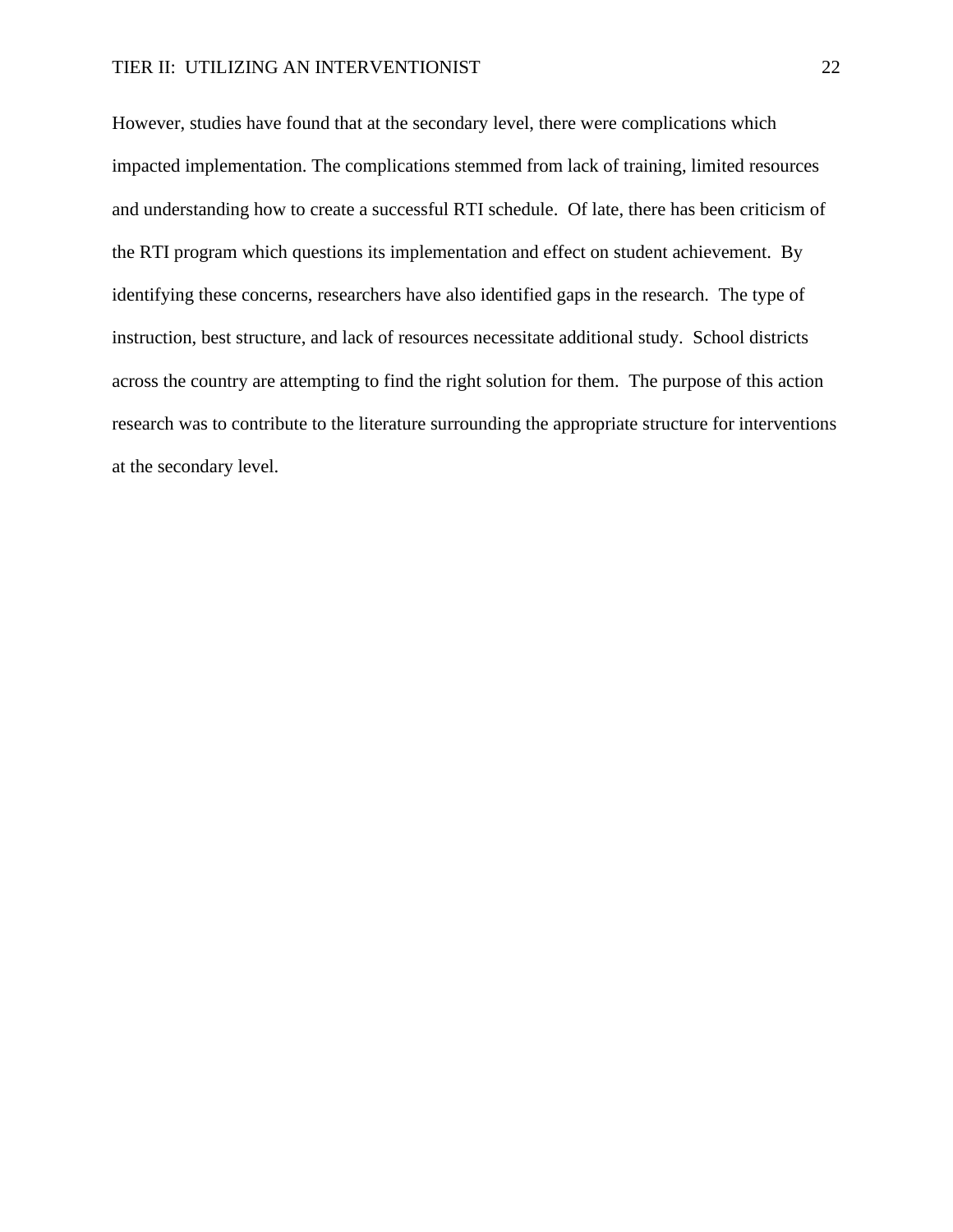However, studies have found that at the secondary level, there were complications which impacted implementation. The complications stemmed from lack of training, limited resources and understanding how to create a successful RTI schedule. Of late, there has been criticism of the RTI program which questions its implementation and effect on student achievement. By identifying these concerns, researchers have also identified gaps in the research. The type of instruction, best structure, and lack of resources necessitate additional study. School districts across the country are attempting to find the right solution for them. The purpose of this action research was to contribute to the literature surrounding the appropriate structure for interventions at the secondary level.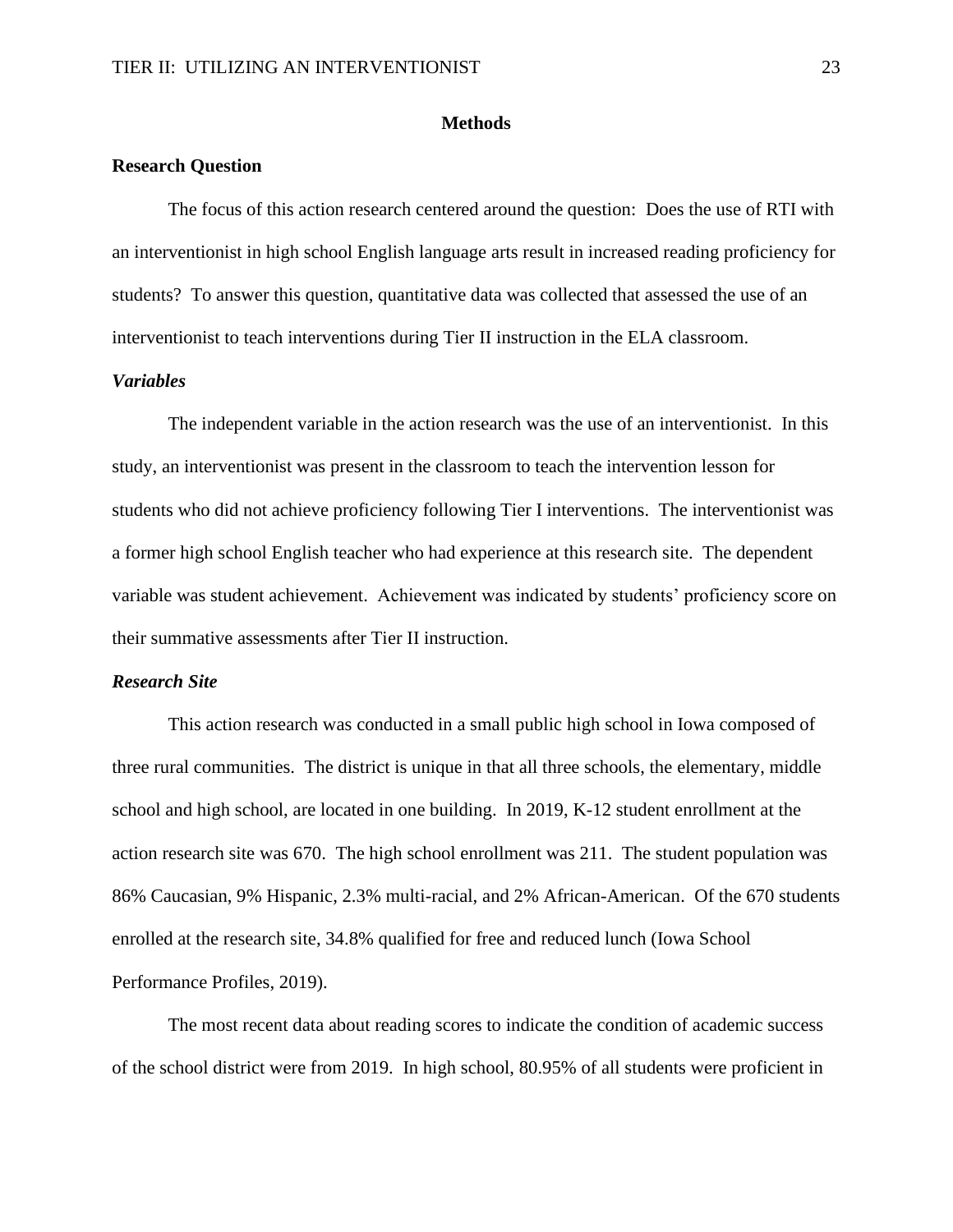## Methods

### Research Question

The focus of this action research centered around the question: Does the use of RTI with an interventionist in high school English language arts result in increased reading proficiency for students? To answer this question, quantitative data was collected that assessed the use of an interventionist to teach interventions during Tier II instruction in the ELA classroom.

#### *Variables*

The independent variable in the action research was the use of an interventionist. In this study, an interventionist was present in the classroom to teach the intervention lesson for students who did not achieve proficiency following Tier I interventions. The interventionist was a former high school English teacher who had experience at this research site. The dependent variable was student achievement. Achievement was indicated by students' proficiency score on their summative assessments after Tier II instruction.

#### *Research Site*

This action research was conducted in a small public high school in Iowa composed of three rural communities. The district is unique in that all three schools, the elementary, middle school and high school, are located in one building. In 2019, K-12 student enrollment at the action research site was 670. The high school enrollment was 211. The student population was 86% Caucasian, 9% Hispanic, 2.3% multi-racial, and 2% African-American. Of the 670 students enrolled at the research site, 34.8% qualified for free and reduced lunch (Iowa School Performance Profiles, 2019).

The most recent data about reading scores to indicate the condition of academic success of the school district were from 2019. In high school, 80.95% of all students were proficient in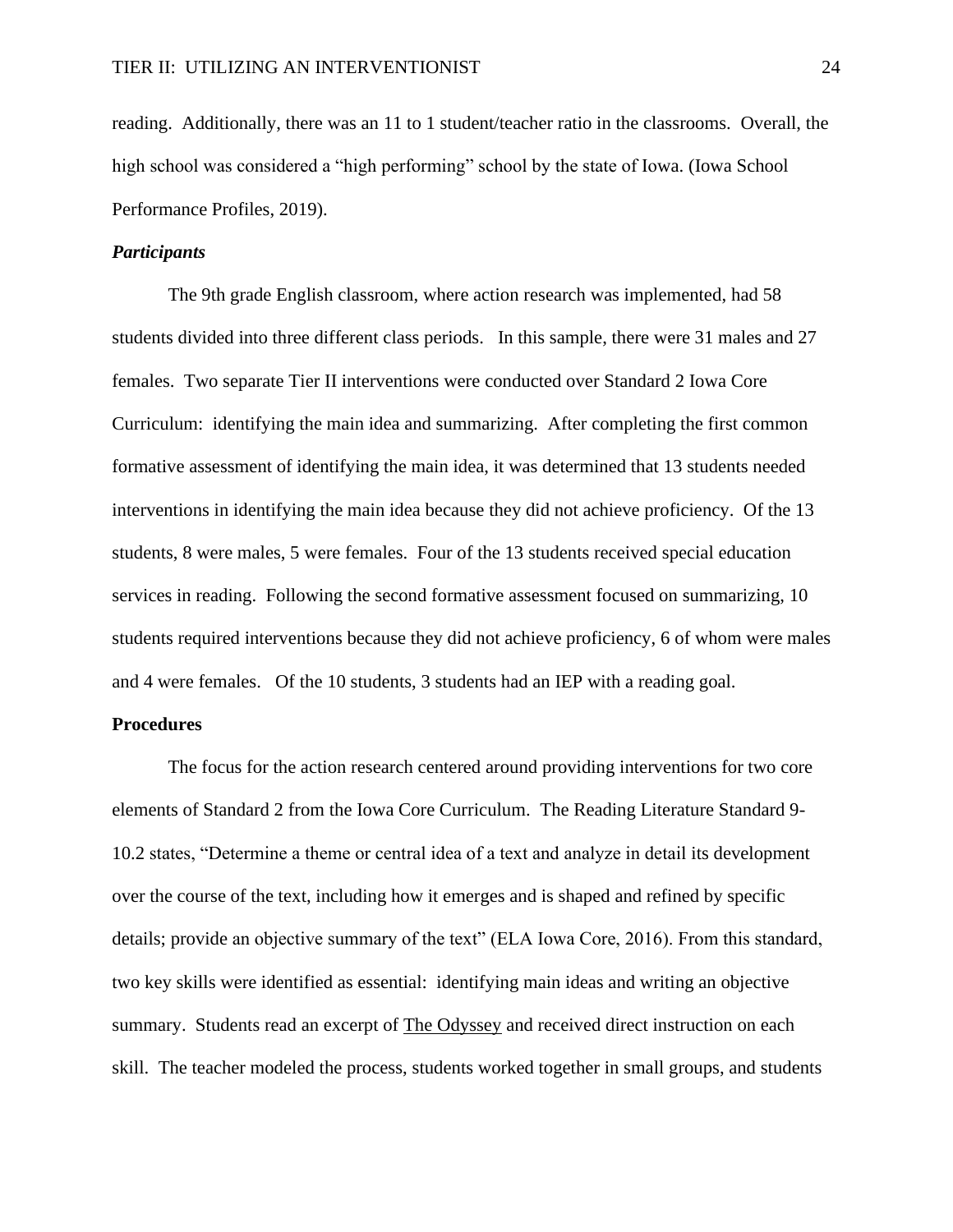reading. Additionally, there was an 11 to 1 student/teacher ratio in the classrooms. Overall, the high school was considered a "high performing" school by the state of Iowa. (Iowa School Performance Profiles, 2019).

### *Participants*

The 9th grade English classroom, where action research was implemented, had 58 students divided into three different class periods. In this sample, there were 31 males and 27 females. Two separate Tier II interventions were conducted over Standard 2 Iowa Core Curriculum: identifying the main idea and summarizing. After completing the first common formative assessment of identifying the main idea, it was determined that 13 students needed interventions in identifying the main idea because they did not achieve proficiency. Of the 13 students, 8 were males, 5 were females. Four of the 13 students received special education services in reading. Following the second formative assessment focused on summarizing, 10 students required interventions because they did not achieve proficiency, 6 of whom were males and 4 were females. Of the 10 students, 3 students had an IEP with a reading goal.

### **Procedures**

The focus for the action research centered around providing interventions for two core elements of Standard 2 from the Iowa Core Curriculum. The Reading Literature Standard 9-10.2 states, "Determine a theme or central idea of a text and analyze in detail its development over the course of the text, including how it emerges and is shaped and refined by specific details; provide an objective summary of the text" (ELA Iowa Core, 2016). From this standard, two key skills were identified as essential: identifying main ideas and writing an objective summary. Students read an excerpt of <u>The Odyssey</u> and received direct instruction on each skill. The teacher modeled the process, students worked together in small groups, and students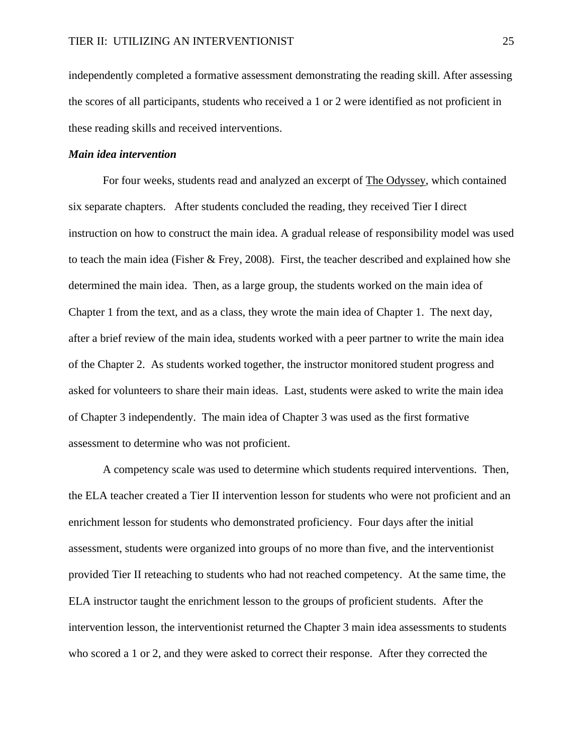independently completed a formative assessment demonstrating the reading skill. After assessing the scores of all participants, students who received a 1 or 2 were identified as not proficient in these reading skills and received interventions.

***Main idea intervention***

For four weeks, students read and analyzed an excerpt of The Odyssey, which contained six separate chapters. After students concluded the reading, they received Tier I direct instruction on how to construct the main idea. A gradual release of responsibility model was used to teach the main idea (Fisher & Frey, 2008). First, the teacher described and explained how she determined the main idea. Then, as a large group, the students worked on the main idea of Chapter 1 from the text, and as a class, they wrote the main idea of Chapter 1. The next day, after a brief review of the main idea, students worked with a peer partner to write the main idea of the Chapter 2. As students worked together, the instructor monitored student progress and asked for volunteers to share their main ideas. Last, students were asked to write the main idea of Chapter 3 independently. The main idea of Chapter 3 was used as the first formative assessment to determine who was not proficient.

A competency scale was used to determine which students required interventions. Then, the ELA teacher created a Tier II intervention lesson for students who were not proficient and an enrichment lesson for students who demonstrated proficiency. Four days after the initial assessment, students were organized into groups of no more than five, and the interventionist provided Tier II reteaching to students who had not reached competency. At the same time, the ELA instructor taught the enrichment lesson to the groups of proficient students. After the intervention lesson, the interventionist returned the Chapter 3 main idea assessments to students who scored a 1 or 2, and they were asked to correct their response. After they corrected the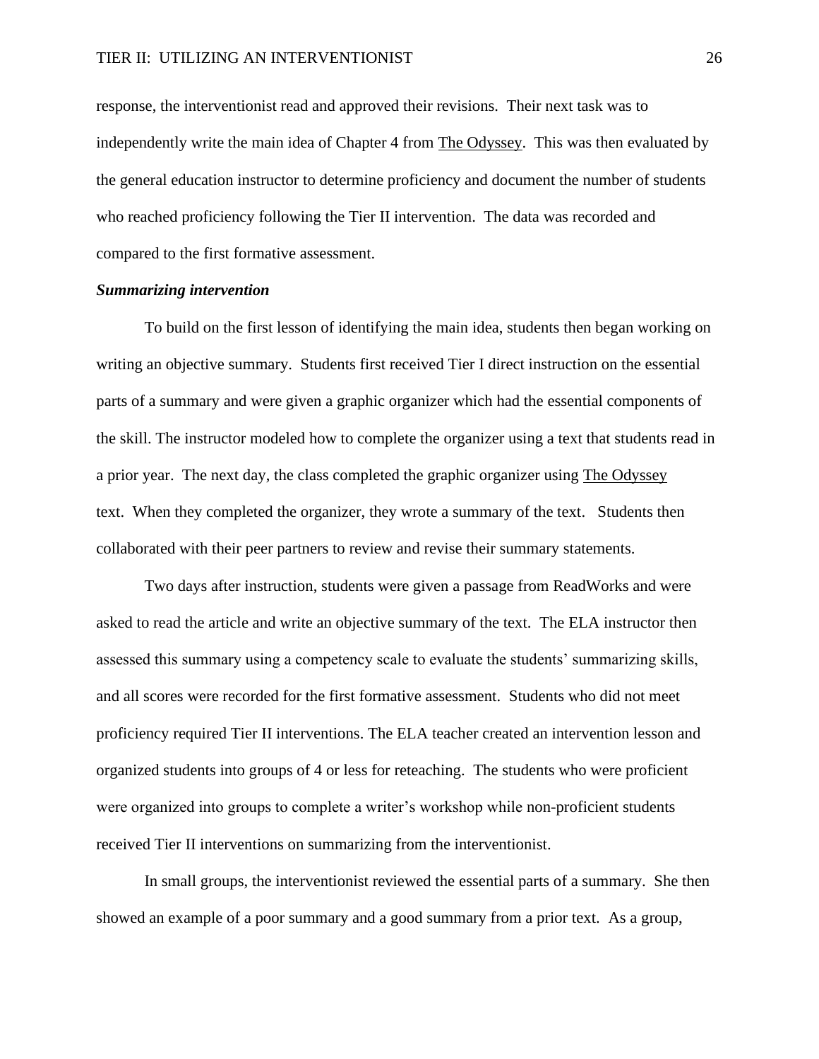response, the interventionist read and approved their revisions. Their next task was to independently write the main idea of Chapter 4 from The Odyssey. This was then evaluated by the general education instructor to determine proficiency and document the number of students who reached proficiency following the Tier II intervention. The data was recorded and compared to the first formative assessment.

***Summarizing intervention***

To build on the first lesson of identifying the main idea, students then began working on writing an objective summary. Students first received Tier I direct instruction on the essential parts of a summary and were given a graphic organizer which had the essential components of the skill. The instructor modeled how to complete the organizer using a text that students read in a prior year. The next day, the class completed the graphic organizer using The Odyssey text. When they completed the organizer, they wrote a summary of the text. Students then collaborated with their peer partners to review and revise their summary statements.

Two days after instruction, students were given a passage from ReadWorks and were asked to read the article and write an objective summary of the text. The ELA instructor then assessed this summary using a competency scale to evaluate the students' summarizing skills, and all scores were recorded for the first formative assessment. Students who did not meet proficiency required Tier II interventions. The ELA teacher created an intervention lesson and organized students into groups of 4 or less for reteaching. The students who were proficient were organized into groups to complete a writer's workshop while non-proficient students received Tier II interventions on summarizing from the interventionist.

In small groups, the interventionist reviewed the essential parts of a summary. She then showed an example of a poor summary and a good summary from a prior text. As a group,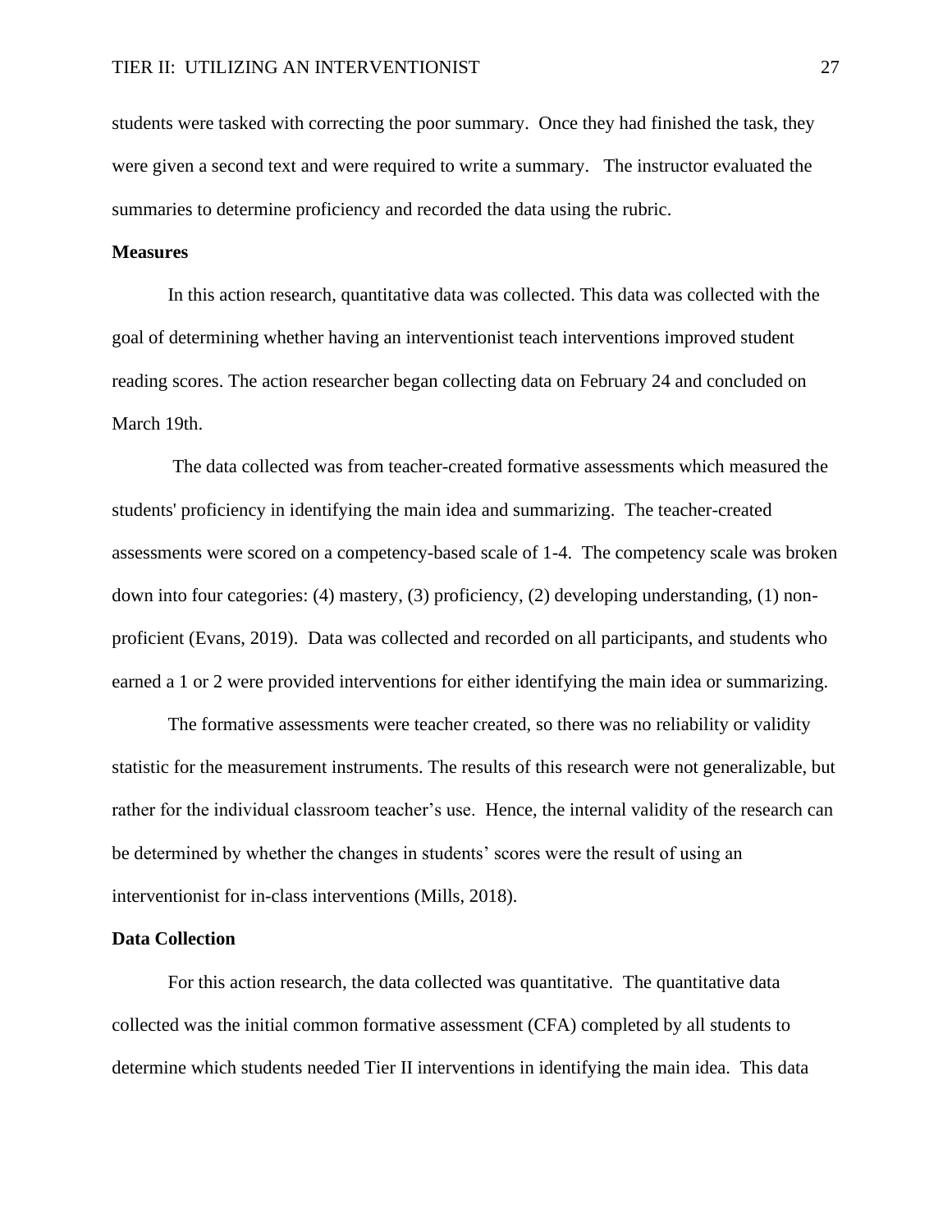students were tasked with correcting the poor summary. Once they had finished the task, they were given a second text and were required to write a summary. The instructor evaluated the summaries to determine proficiency and recorded the data using the rubric.

**Measures**

In this action research, quantitative data was collected. This data was collected with the goal of determining whether having an interventionist teach interventions improved student reading scores. The action researcher began collecting data on February 24 and concluded on March 19th.

The data collected was from teacher-created formative assessments which measured the students' proficiency in identifying the main idea and summarizing. The teacher-created assessments were scored on a competency-based scale of 1-4. The competency scale was broken down into four categories: (4) mastery, (3) proficiency, (2) developing understanding, (1) non-proficient (Evans, 2019). Data was collected and recorded on all participants, and students who earned a 1 or 2 were provided interventions for either identifying the main idea or summarizing.

The formative assessments were teacher created, so there was no reliability or validity statistic for the measurement instruments. The results of this research were not generalizable, but rather for the individual classroom teacher's use. Hence, the internal validity of the research can be determined by whether the changes in students' scores were the result of using an interventionist for in-class interventions (Mills, 2018).

**Data Collection**

For this action research, the data collected was quantitative. The quantitative data collected was the initial common formative assessment (CFA) completed by all students to determine which students needed Tier II interventions in identifying the main idea. This data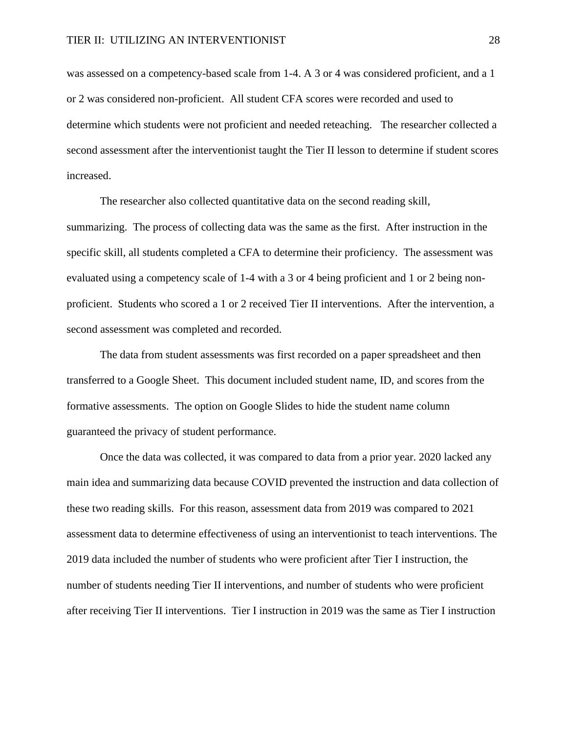was assessed on a competency-based scale from 1-4. A 3 or 4 was considered proficient, and a 1 or 2 was considered non-proficient. All student CFA scores were recorded and used to determine which students were not proficient and needed reteaching. The researcher collected a second assessment after the interventionist taught the Tier II lesson to determine if student scores increased.

The researcher also collected quantitative data on the second reading skill, summarizing. The process of collecting data was the same as the first. After instruction in the specific skill, all students completed a CFA to determine their proficiency. The assessment was evaluated using a competency scale of 1-4 with a 3 or 4 being proficient and 1 or 2 being non-proficient. Students who scored a 1 or 2 received Tier II interventions. After the intervention, a second assessment was completed and recorded.

The data from student assessments was first recorded on a paper spreadsheet and then transferred to a Google Sheet. This document included student name, ID, and scores from the formative assessments. The option on Google Slides to hide the student name column guaranteed the privacy of student performance.

Once the data was collected, it was compared to data from a prior year. 2020 lacked any main idea and summarizing data because COVID prevented the instruction and data collection of these two reading skills. For this reason, assessment data from 2019 was compared to 2021 assessment data to determine effectiveness of using an interventionist to teach interventions. The 2019 data included the number of students who were proficient after Tier I instruction, the number of students needing Tier II interventions, and number of students who were proficient after receiving Tier II interventions. Tier I instruction in 2019 was the same as Tier I instruction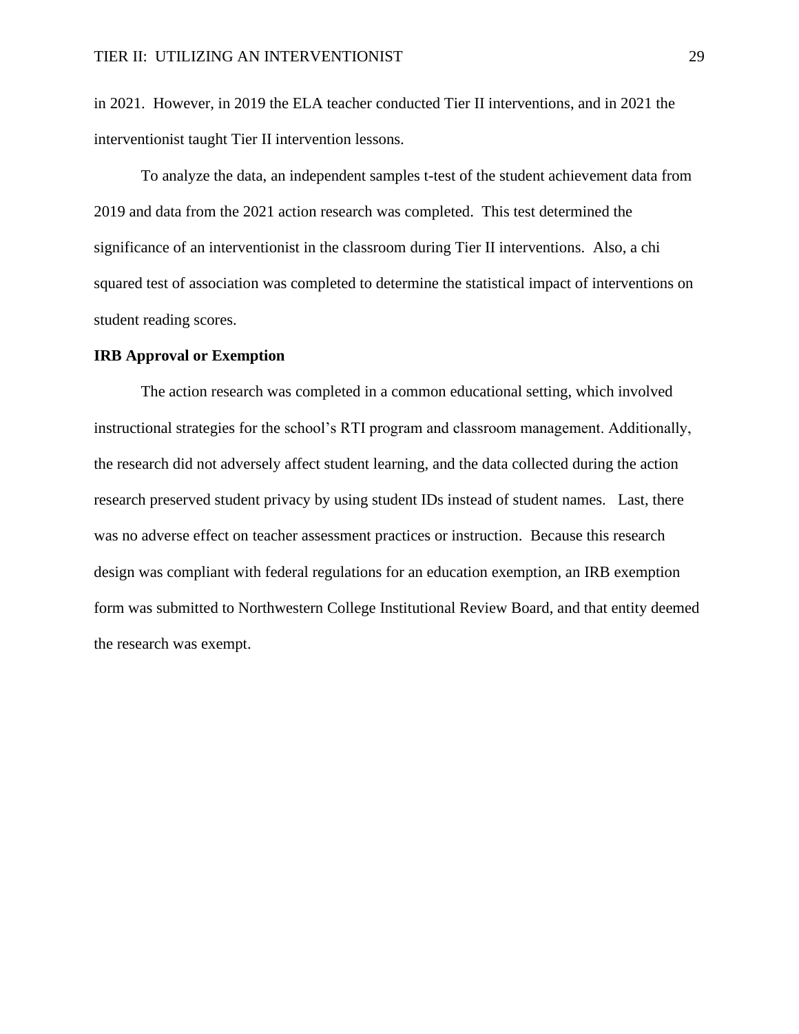in 2021. However, in 2019 the ELA teacher conducted Tier II interventions, and in 2021 the interventionist taught Tier II intervention lessons.

To analyze the data, an independent samples t-test of the student achievement data from 2019 and data from the 2021 action research was completed. This test determined the significance of an interventionist in the classroom during Tier II interventions. Also, a chi squared test of association was completed to determine the statistical impact of interventions on student reading scores.

**IRB Approval or Exemption**

The action research was completed in a common educational setting, which involved instructional strategies for the school's RTI program and classroom management. Additionally, the research did not adversely affect student learning, and the data collected during the action research preserved student privacy by using student IDs instead of student names. Last, there was no adverse effect on teacher assessment practices or instruction. Because this research design was compliant with federal regulations for an education exemption, an IRB exemption form was submitted to Northwestern College Institutional Review Board, and that entity deemed the research was exempt.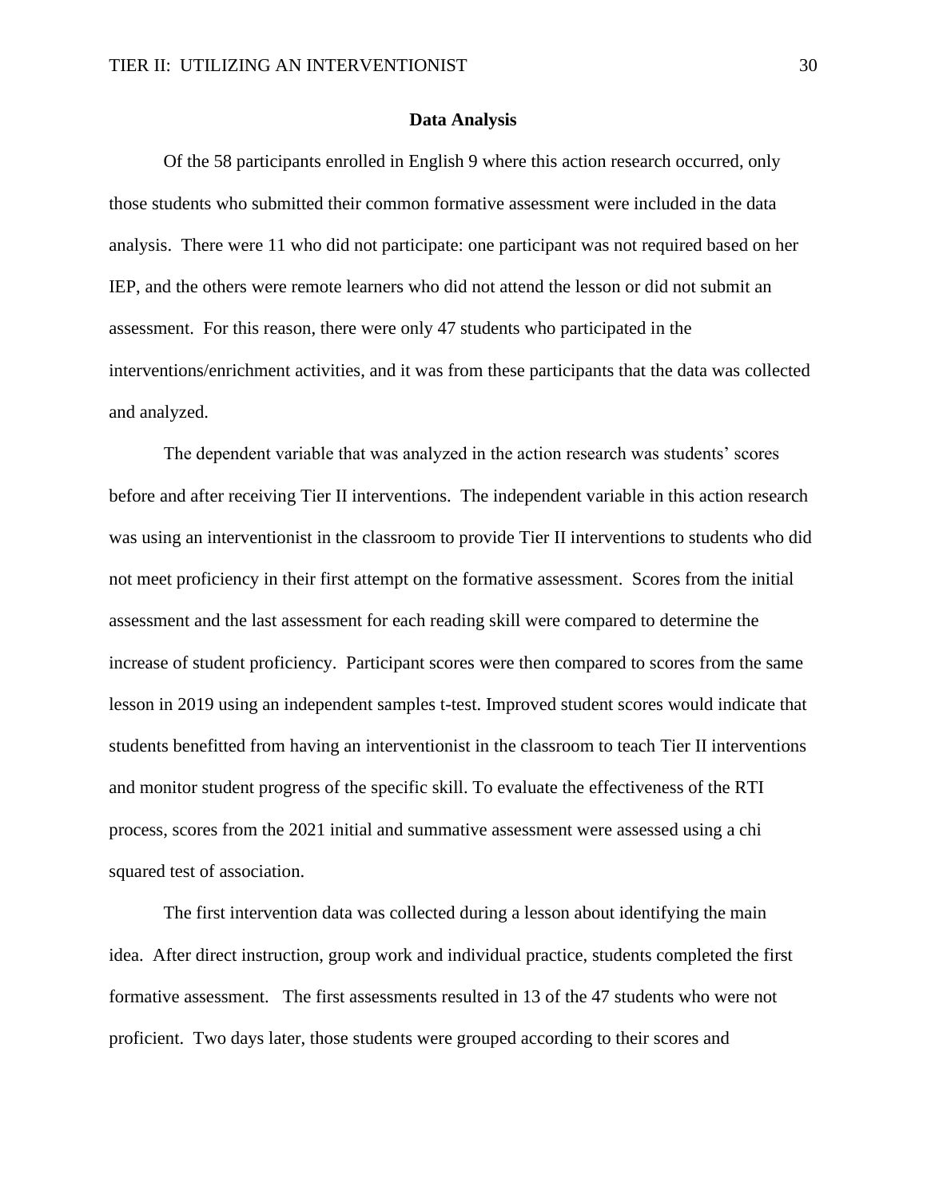## Data Analysis

Of the 58 participants enrolled in English 9 where this action research occurred, only those students who submitted their common formative assessment were included in the data analysis. There were 11 who did not participate: one participant was not required based on her IEP, and the others were remote learners who did not attend the lesson or did not submit an assessment. For this reason, there were only 47 students who participated in the interventions/enrichment activities, and it was from these participants that the data was collected and analyzed.

The dependent variable that was analyzed in the action research was students' scores before and after receiving Tier II interventions. The independent variable in this action research was using an interventionist in the classroom to provide Tier II interventions to students who did not meet proficiency in their first attempt on the formative assessment. Scores from the initial assessment and the last assessment for each reading skill were compared to determine the increase of student proficiency. Participant scores were then compared to scores from the same lesson in 2019 using an independent samples t-test. Improved student scores would indicate that students benefitted from having an interventionist in the classroom to teach Tier II interventions and monitor student progress of the specific skill. To evaluate the effectiveness of the RTI process, scores from the 2021 initial and summative assessment were assessed using a chi squared test of association.

The first intervention data was collected during a lesson about identifying the main idea. After direct instruction, group work and individual practice, students completed the first formative assessment. The first assessments resulted in 13 of the 47 students who were not proficient. Two days later, those students were grouped according to their scores and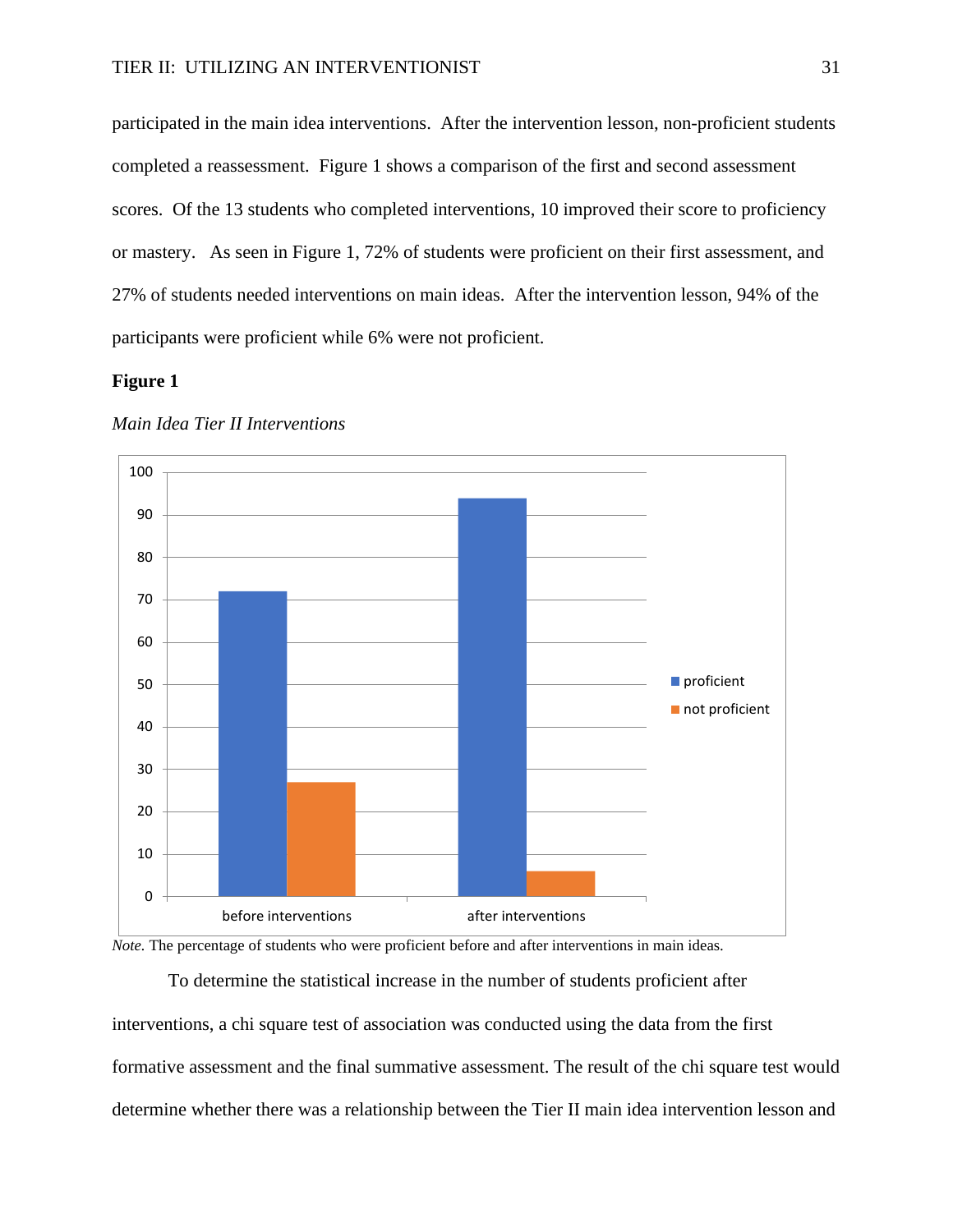participated in the main idea interventions. After the intervention lesson, non-proficient students completed a reassessment. Figure 1 shows a comparison of the first and second assessment scores. Of the 13 students who completed interventions, 10 improved their score to proficiency or mastery. As seen in Figure 1, 72% of students were proficient on their first assessment, and 27% of students needed interventions on main ideas. After the intervention lesson, 94% of the participants were proficient while 6% were not proficient.

**Figure 1**

*Main Idea Tier II Interventions*

*Note.* The percentage of students who were proficient before and after interventions in main ideas.

To determine the statistical increase in the number of students proficient after interventions, a chi square test of association was conducted using the data from the first formative assessment and the final summative assessment. The result of the chi square test would determine whether there was a relationship between the Tier II main idea intervention lesson and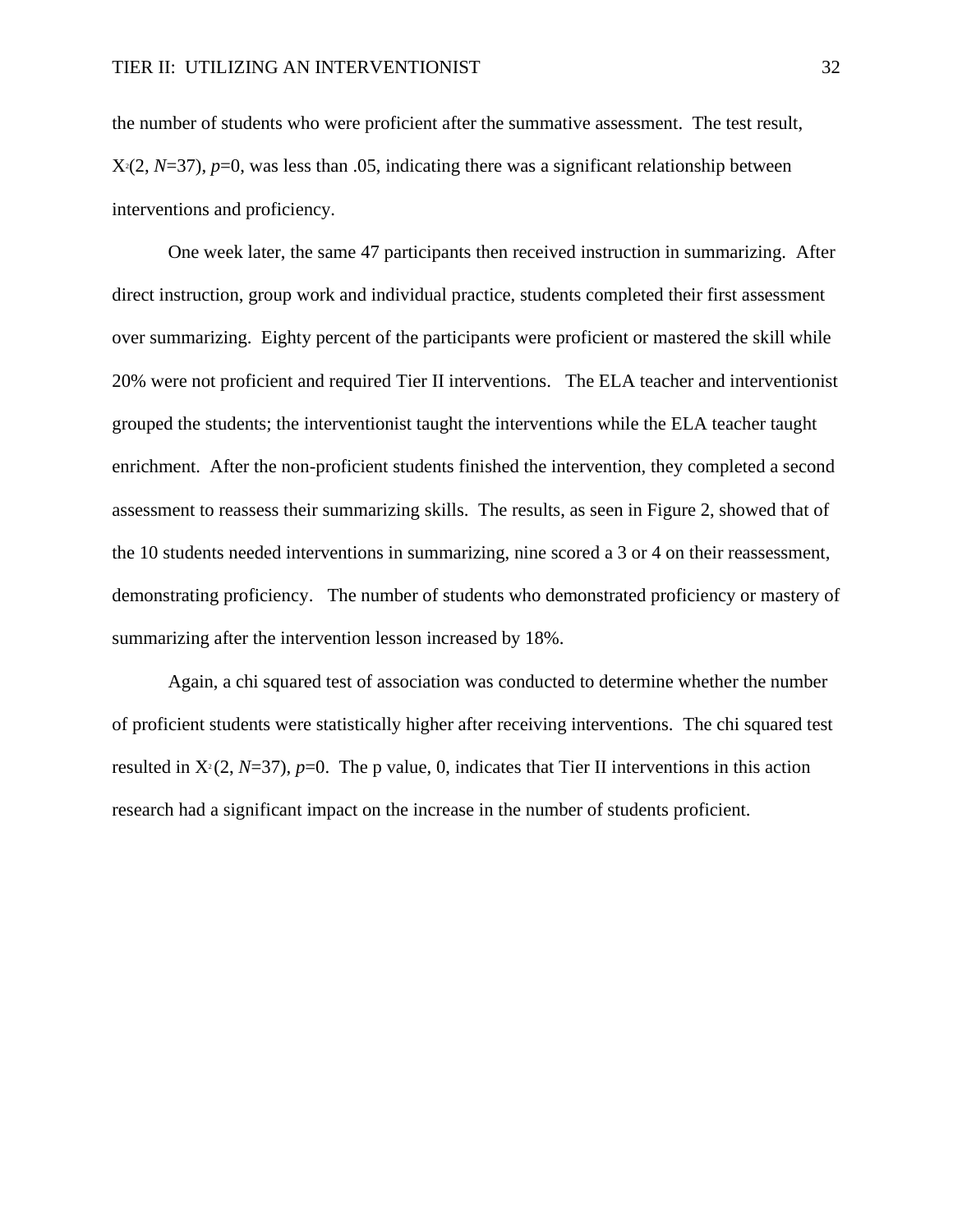the number of students who were proficient after the summative assessment. The test result, $X^2(2, N=37)$, $p=0$, was less than .05, indicating there was a significant relationship between interventions and proficiency.

One week later, the same 47 participants then received instruction in summarizing. After direct instruction, group work and individual practice, students completed their first assessment over summarizing. Eighty percent of the participants were proficient or mastered the skill while 20% were not proficient and required Tier II interventions. The ELA teacher and interventionist grouped the students; the interventionist taught the interventions while the ELA teacher taught enrichment. After the non-proficient students finished the intervention, they completed a second assessment to reassess their summarizing skills. The results, as seen in Figure 2, showed that of the 10 students needed interventions in summarizing, nine scored a 3 or 4 on their reassessment, demonstrating proficiency. The number of students who demonstrated proficiency or mastery of summarizing after the intervention lesson increased by 18%.

Again, a chi squared test of association was conducted to determine whether the number of proficient students were statistically higher after receiving interventions. The chi squared test resulted in $X^2(2, N=37)$, $p=0$. The p value, 0, indicates that Tier II interventions in this action research had a significant impact on the increase in the number of students proficient.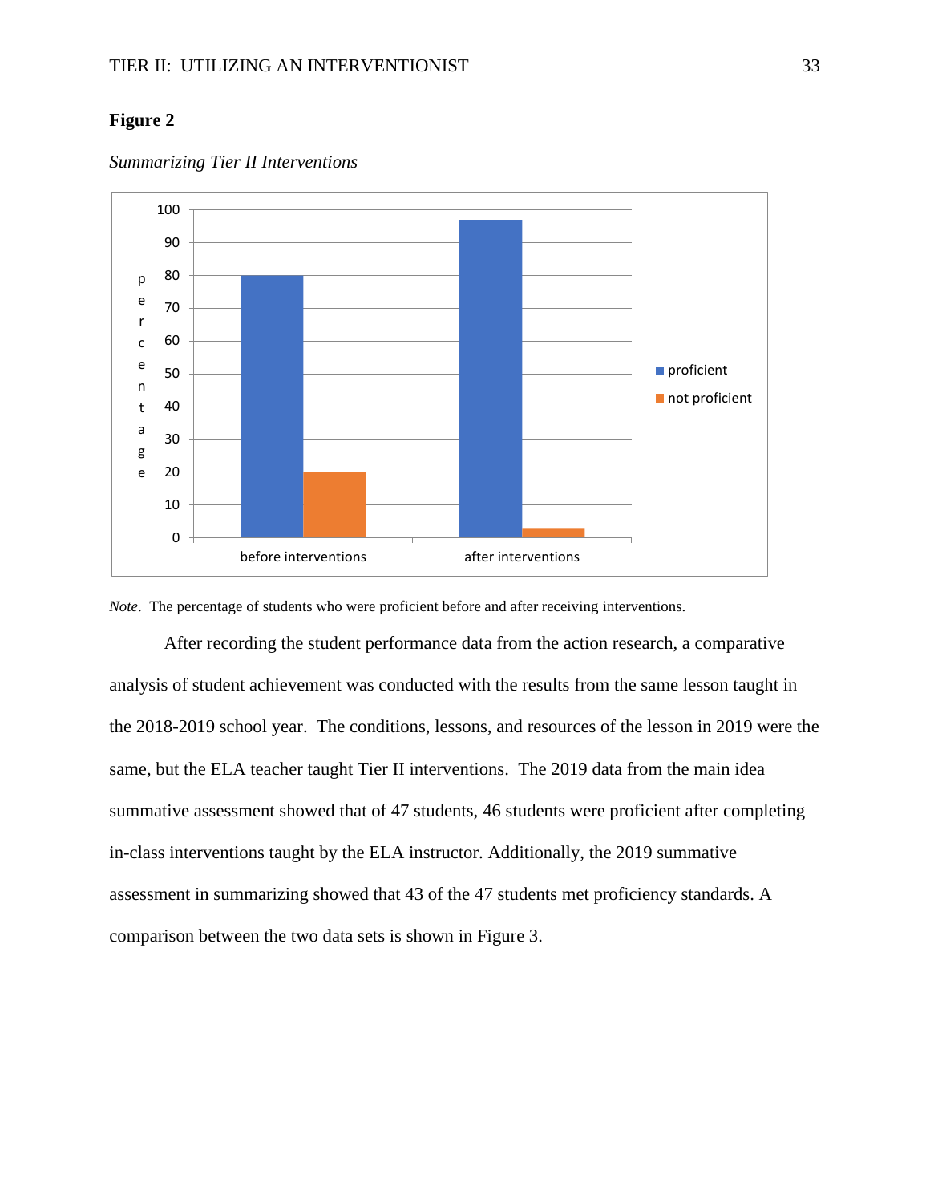**Figure 2**

*Summarizing Tier II Interventions*

*Note*. The percentage of students who were proficient before and after receiving interventions.

After recording the student performance data from the action research, a comparative analysis of student achievement was conducted with the results from the same lesson taught in the 2018-2019 school year. The conditions, lessons, and resources of the lesson in 2019 were the same, but the ELA teacher taught Tier II interventions. The 2019 data from the main idea summative assessment showed that of 47 students, 46 students were proficient after completing in-class interventions taught by the ELA instructor. Additionally, the 2019 summative assessment in summarizing showed that 43 of the 47 students met proficiency standards. A comparison between the two data sets is shown in Figure 3.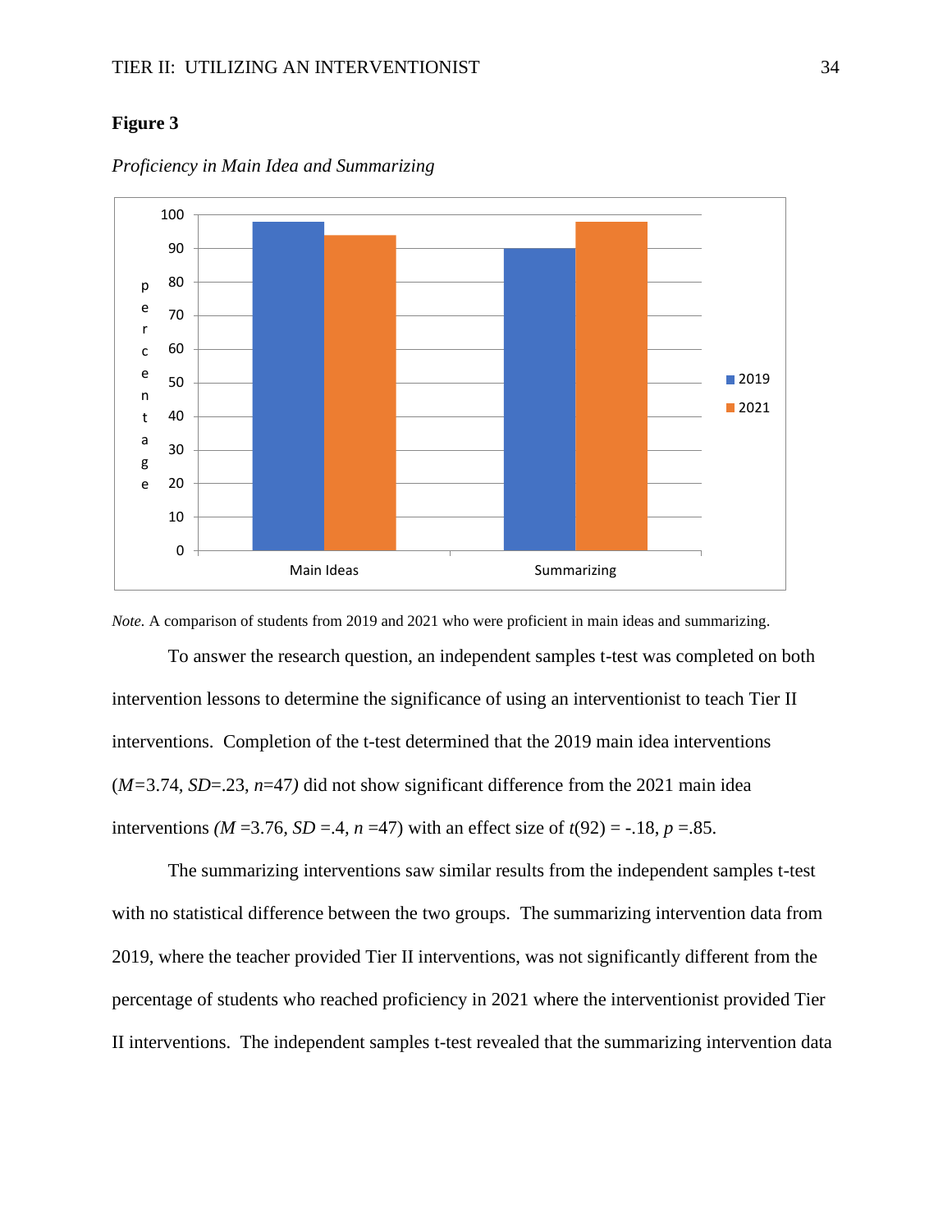**Figure 3**

*Proficiency in Main Idea and Summarizing*

| | 2019 | 2021 |
|---|---|---|
| Main Ideas | 98 | 94 |
| Summarizing | 90 | 98 |

*Note.* A comparison of students from 2019 and 2021 who were proficient in main ideas and summarizing.

To answer the research question, an independent samples t-test was completed on both intervention lessons to determine the significance of using an interventionist to teach Tier II interventions. Completion of the t-test determined that the 2019 main idea interventions ($M$=3.74, $SD$=.23, $n$=47) did not show significant difference from the 2021 main idea interventions ($M$ =3.76, $SD$ =.4, $n$ =47) with an effect size of $t$(92) = -.18, $p$ =.85.

The summarizing interventions saw similar results from the independent samples t-test with no statistical difference between the two groups. The summarizing intervention data from 2019, where the teacher provided Tier II interventions, was not significantly different from the percentage of students who reached proficiency in 2021 where the interventionist provided Tier II interventions. The independent samples t-test revealed that the summarizing intervention data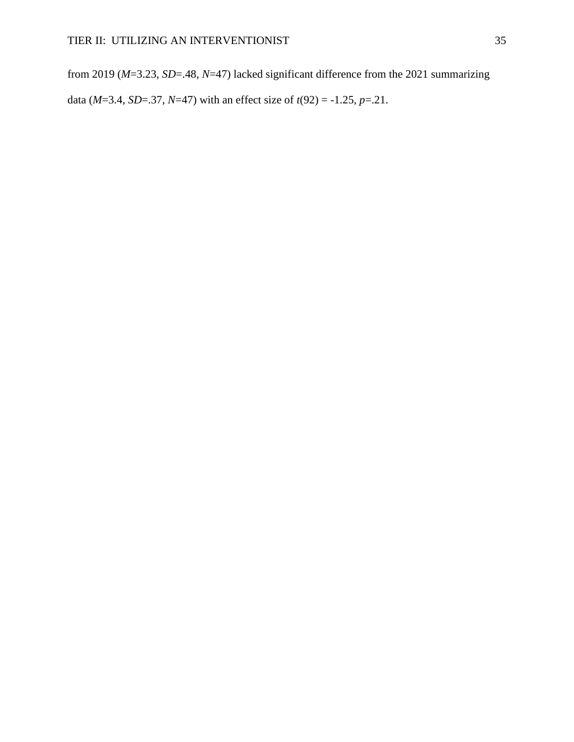from 2019 ($M$=3.23, $SD$=.48, $N$=47) lacked significant difference from the 2021 summarizing data ($M$=3.4, $SD$=.37, $N$=47) with an effect size of $t(92) = -1.25$, $p$=.21.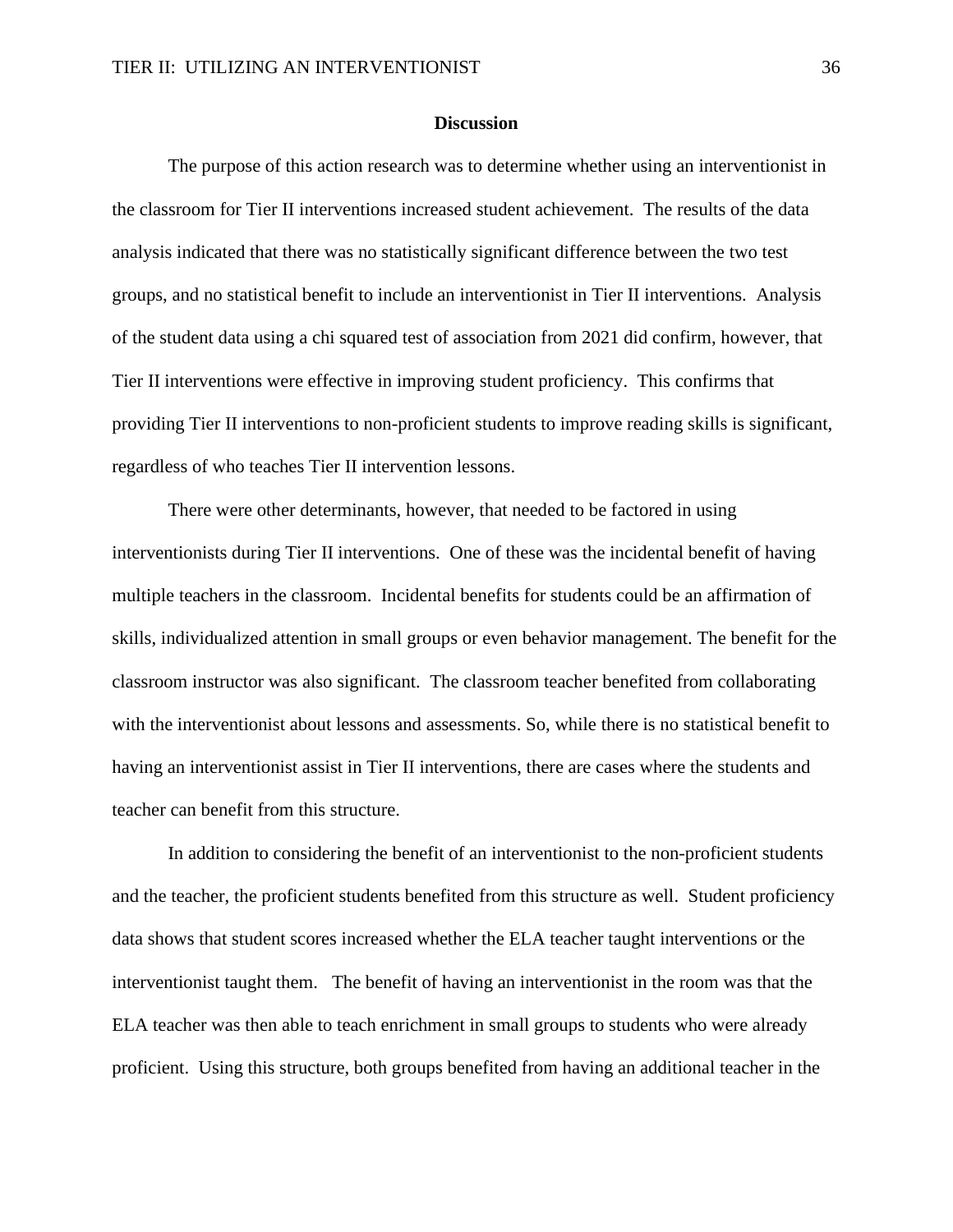## Discussion

The purpose of this action research was to determine whether using an interventionist in the classroom for Tier II interventions increased student achievement. The results of the data analysis indicated that there was no statistically significant difference between the two test groups, and no statistical benefit to include an interventionist in Tier II interventions. Analysis of the student data using a chi squared test of association from 2021 did confirm, however, that Tier II interventions were effective in improving student proficiency. This confirms that providing Tier II interventions to non-proficient students to improve reading skills is significant, regardless of who teaches Tier II intervention lessons.

There were other determinants, however, that needed to be factored in using interventionists during Tier II interventions. One of these was the incidental benefit of having multiple teachers in the classroom. Incidental benefits for students could be an affirmation of skills, individualized attention in small groups or even behavior management. The benefit for the classroom instructor was also significant. The classroom teacher benefited from collaborating with the interventionist about lessons and assessments. So, while there is no statistical benefit to having an interventionist assist in Tier II interventions, there are cases where the students and teacher can benefit from this structure.

In addition to considering the benefit of an interventionist to the non-proficient students and the teacher, the proficient students benefited from this structure as well. Student proficiency data shows that student scores increased whether the ELA teacher taught interventions or the interventionist taught them. The benefit of having an interventionist in the room was that the ELA teacher was then able to teach enrichment in small groups to students who were already proficient. Using this structure, both groups benefited from having an additional teacher in the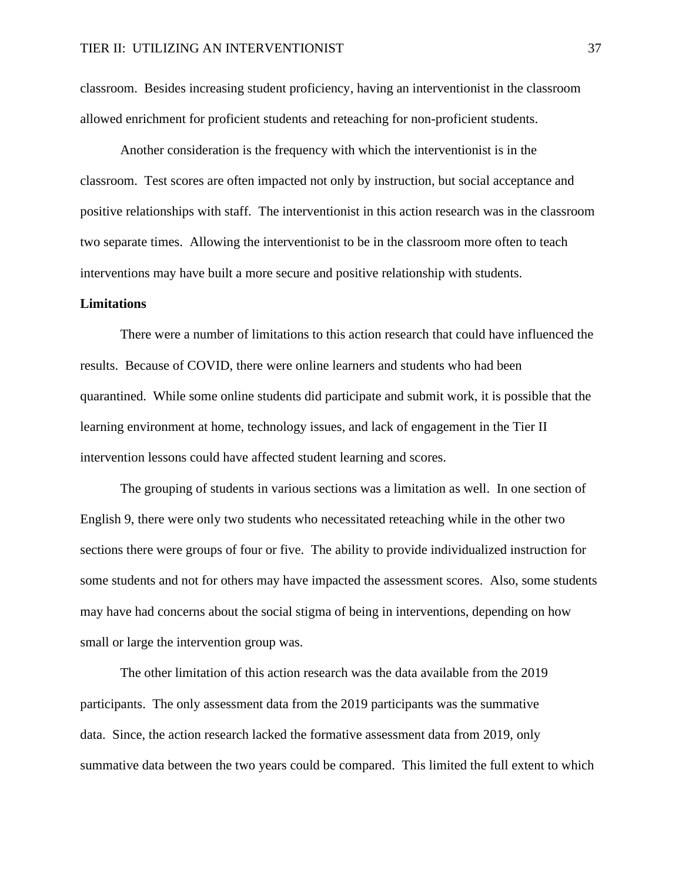classroom. Besides increasing student proficiency, having an interventionist in the classroom allowed enrichment for proficient students and reteaching for non-proficient students.

Another consideration is the frequency with which the interventionist is in the classroom. Test scores are often impacted not only by instruction, but social acceptance and positive relationships with staff. The interventionist in this action research was in the classroom two separate times. Allowing the interventionist to be in the classroom more often to teach interventions may have built a more secure and positive relationship with students.

**Limitations**

There were a number of limitations to this action research that could have influenced the results. Because of COVID, there were online learners and students who had been quarantined. While some online students did participate and submit work, it is possible that the learning environment at home, technology issues, and lack of engagement in the Tier II intervention lessons could have affected student learning and scores.

The grouping of students in various sections was a limitation as well. In one section of English 9, there were only two students who necessitated reteaching while in the other two sections there were groups of four or five. The ability to provide individualized instruction for some students and not for others may have impacted the assessment scores. Also, some students may have had concerns about the social stigma of being in interventions, depending on how small or large the intervention group was.

The other limitation of this action research was the data available from the 2019 participants. The only assessment data from the 2019 participants was the summative data. Since, the action research lacked the formative assessment data from 2019, only summative data between the two years could be compared. This limited the full extent to which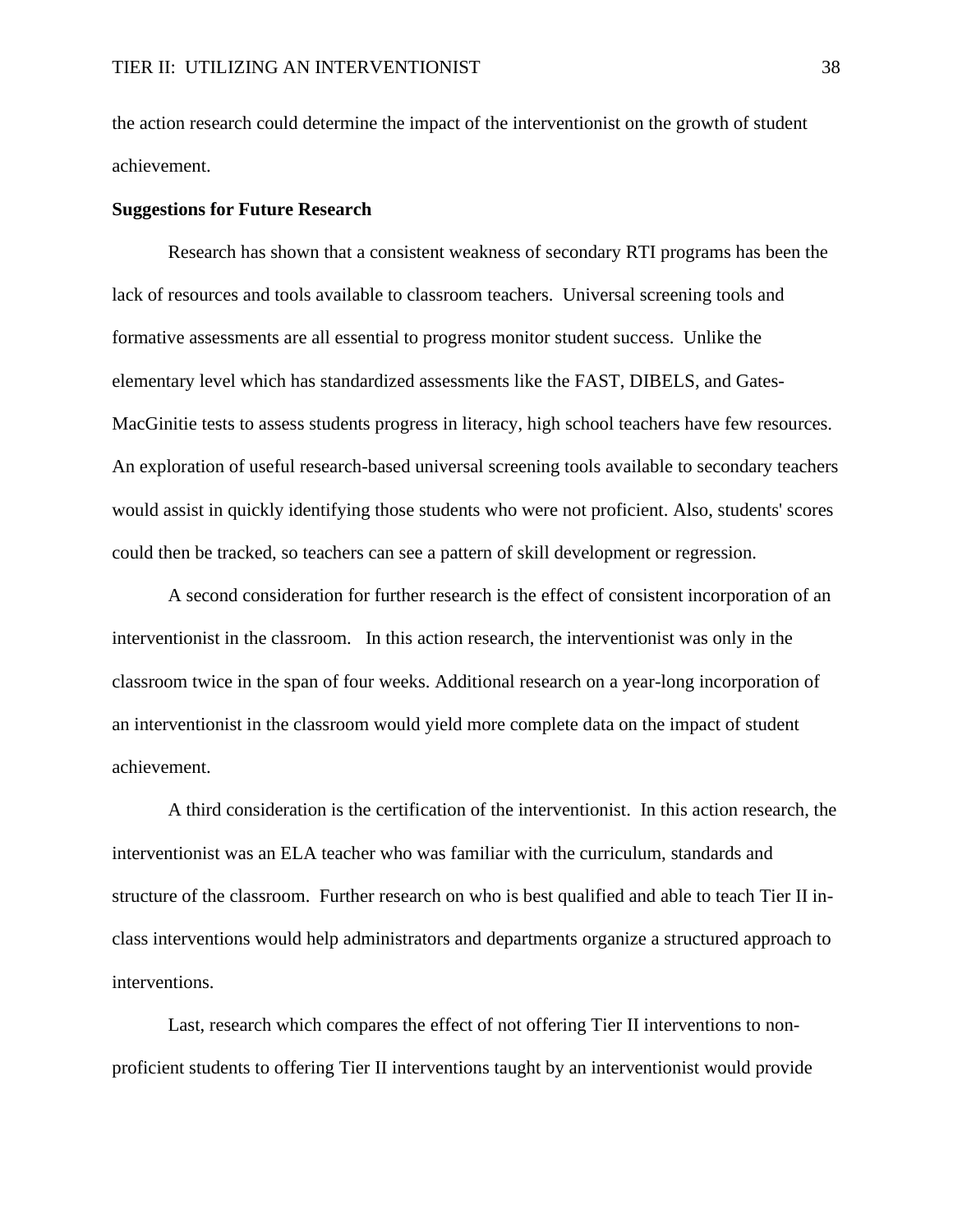the action research could determine the impact of the interventionist on the growth of student achievement.

**Suggestions for Future Research**

Research has shown that a consistent weakness of secondary RTI programs has been the lack of resources and tools available to classroom teachers. Universal screening tools and formative assessments are all essential to progress monitor student success. Unlike the elementary level which has standardized assessments like the FAST, DIBELS, and Gates-MacGinitie tests to assess students progress in literacy, high school teachers have few resources. An exploration of useful research-based universal screening tools available to secondary teachers would assist in quickly identifying those students who were not proficient. Also, students' scores could then be tracked, so teachers can see a pattern of skill development or regression.

A second consideration for further research is the effect of consistent incorporation of an interventionist in the classroom. In this action research, the interventionist was only in the classroom twice in the span of four weeks. Additional research on a year-long incorporation of an interventionist in the classroom would yield more complete data on the impact of student achievement.

A third consideration is the certification of the interventionist. In this action research, the interventionist was an ELA teacher who was familiar with the curriculum, standards and structure of the classroom. Further research on who is best qualified and able to teach Tier II in-class interventions would help administrators and departments organize a structured approach to interventions.

Last, research which compares the effect of not offering Tier II interventions to non-proficient students to offering Tier II interventions taught by an interventionist would provide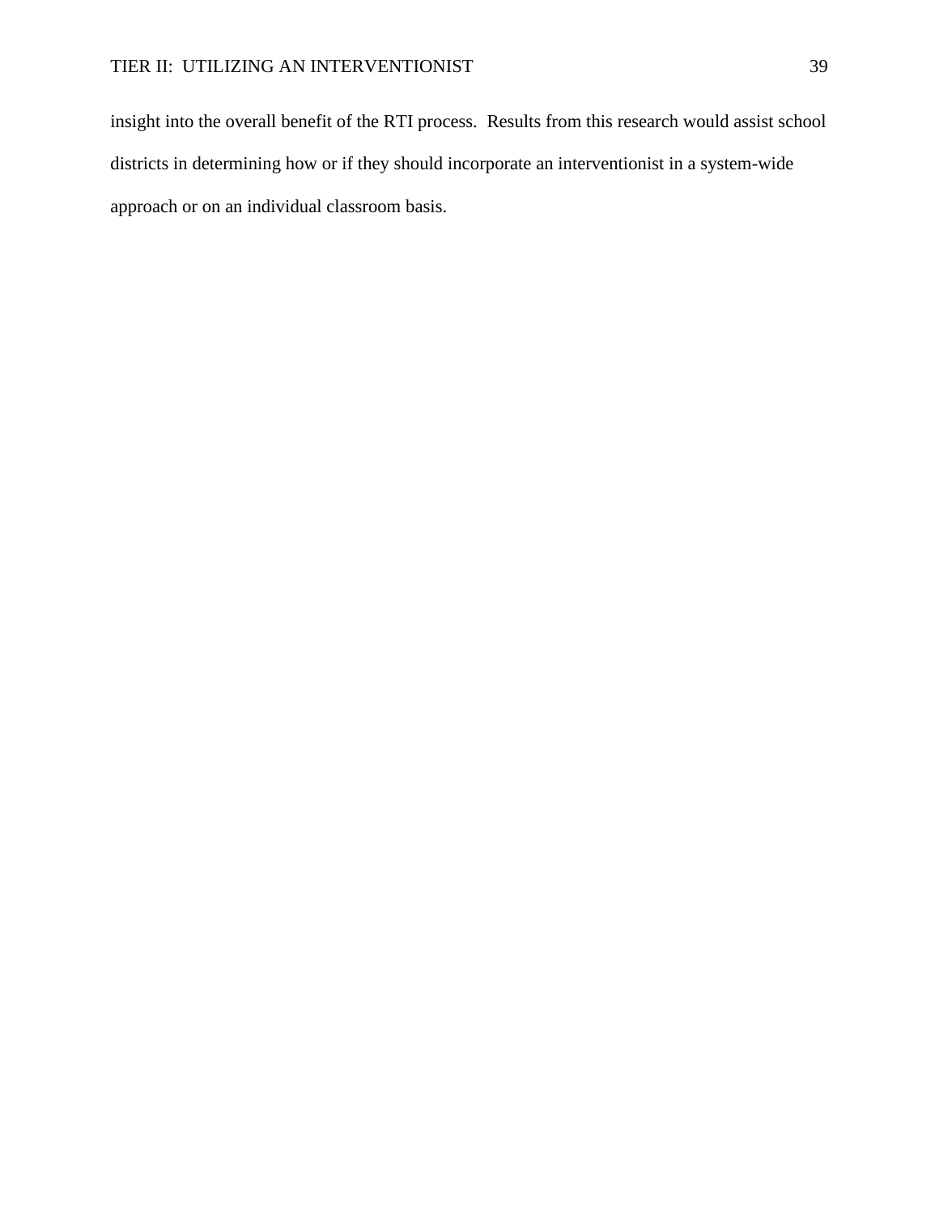insight into the overall benefit of the RTI process. Results from this research would assist school districts in determining how or if they should incorporate an interventionist in a system-wide approach or on an individual classroom basis.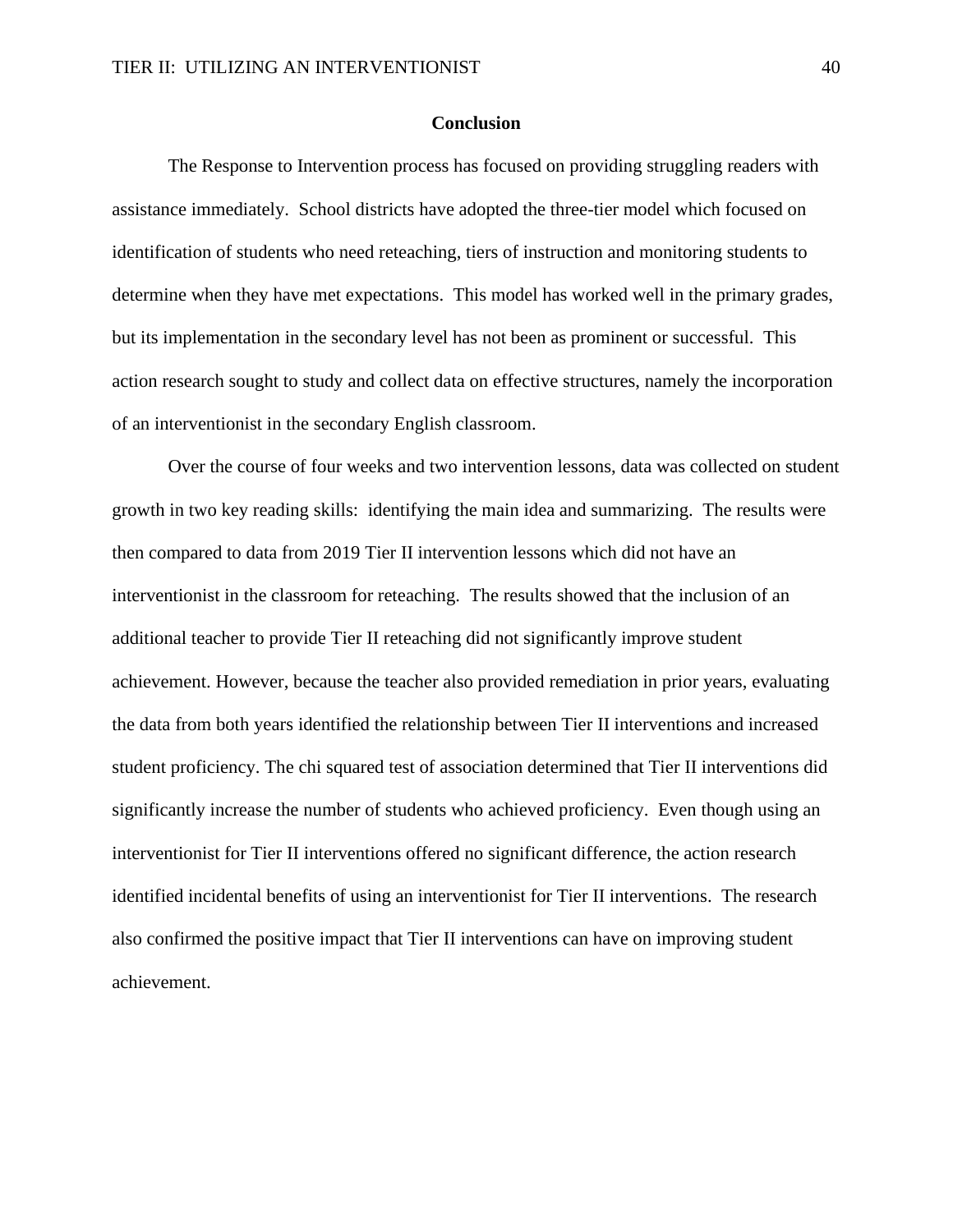## Conclusion

The Response to Intervention process has focused on providing struggling readers with assistance immediately.  School districts have adopted the three-tier model which focused on identification of students who need reteaching, tiers of instruction and monitoring students to determine when they have met expectations.  This model has worked well in the primary grades, but its implementation in the secondary level has not been as prominent or successful.  This action research sought to study and collect data on effective structures, namely the incorporation of an interventionist in the secondary English classroom.

Over the course of four weeks and two intervention lessons, data was collected on student growth in two key reading skills:  identifying the main idea and summarizing.  The results were then compared to data from 2019 Tier II intervention lessons which did not have an interventionist in the classroom for reteaching.  The results showed that the inclusion of an additional teacher to provide Tier II reteaching did not significantly improve student achievement. However, because the teacher also provided remediation in prior years, evaluating the data from both years identified the relationship between Tier II interventions and increased student proficiency. The chi squared test of association determined that Tier II interventions did significantly increase the number of students who achieved proficiency.  Even though using an interventionist for Tier II interventions offered no significant difference, the action research identified incidental benefits of using an interventionist for Tier II interventions.  The research also confirmed the positive impact that Tier II interventions can have on improving student achievement.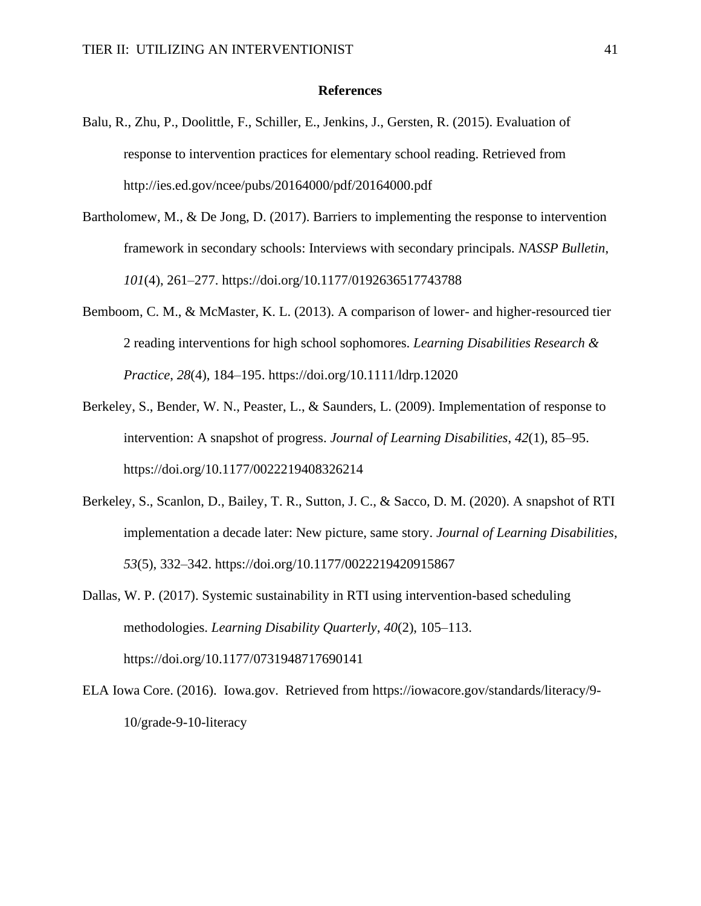# References

Balu, R., Zhu, P., Doolittle, F., Schiller, E., Jenkins, J., Gersten, R. (2015). Evaluation of response to intervention practices for elementary school reading. Retrieved from http://ies.ed.gov/ncee/pubs/20164000/pdf/20164000.pdf

Bartholomew, M., & De Jong, D. (2017). Barriers to implementing the response to intervention framework in secondary schools: Interviews with secondary principals. *NASSP Bulletin*, *101*(4), 261–277. https://doi.org/10.1177/0192636517743788

Bemboom, C. M., & McMaster, K. L. (2013). A comparison of lower- and higher-resourced tier 2 reading interventions for high school sophomores. *Learning Disabilities Research & Practice*, *28*(4), 184–195. https://doi.org/10.1111/ldrp.12020

Berkeley, S., Bender, W. N., Peaster, L., & Saunders, L. (2009). Implementation of response to intervention: A snapshot of progress. *Journal of Learning Disabilities*, *42*(1), 85–95. https://doi.org/10.1177/0022219408326214

Berkeley, S., Scanlon, D., Bailey, T. R., Sutton, J. C., & Sacco, D. M. (2020). A snapshot of RTI implementation a decade later: New picture, same story. *Journal of Learning Disabilities*, *53*(5), 332–342. https://doi.org/10.1177/0022219420915867

Dallas, W. P. (2017). Systemic sustainability in RTI using intervention-based scheduling methodologies. *Learning Disability Quarterly*, *40*(2), 105–113. https://doi.org/10.1177/0731948717690141

ELA Iowa Core. (2016). Iowa.gov. Retrieved from https://iowacore.gov/standards/literacy/9-10/grade-9-10-literacy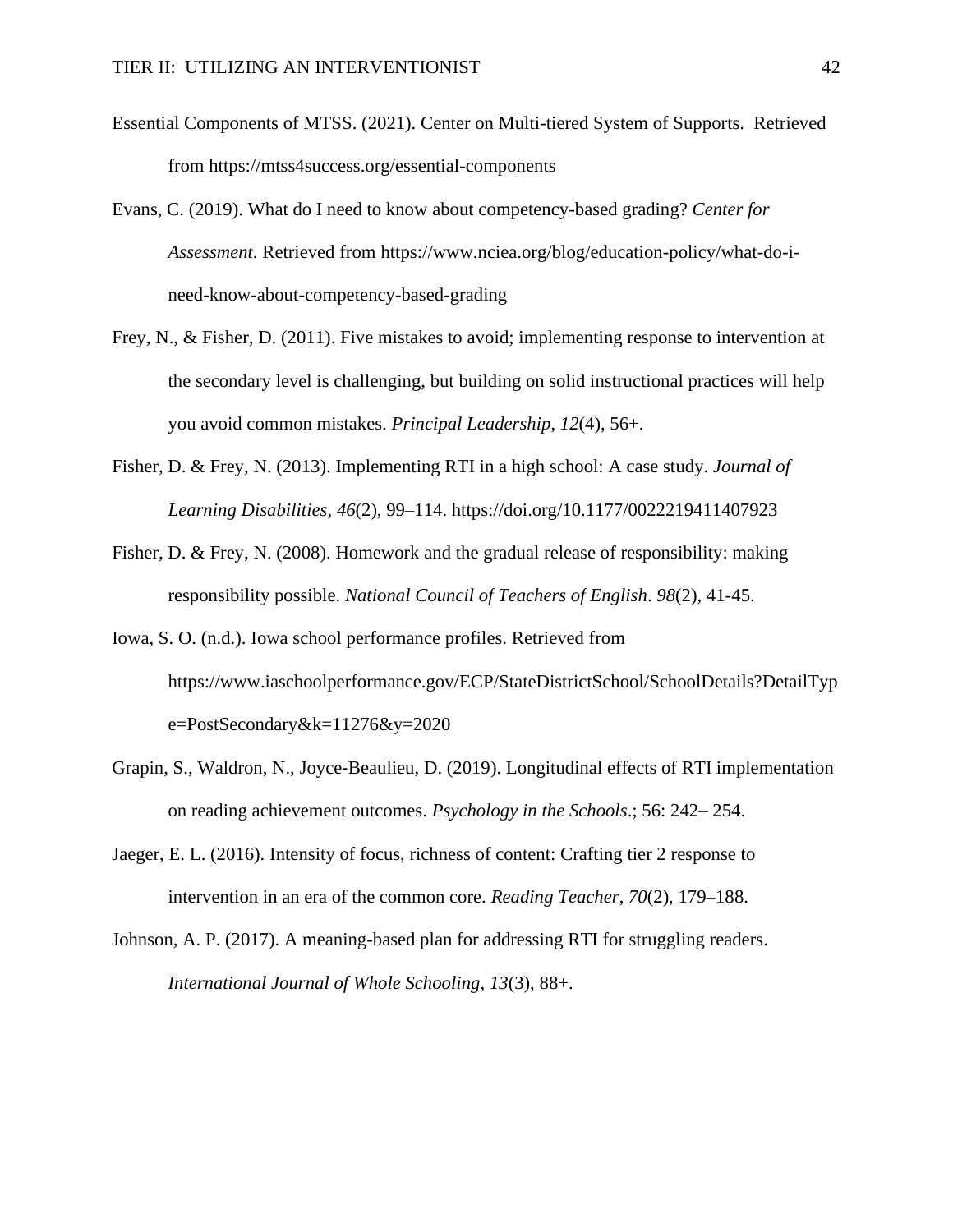Essential Components of MTSS. (2021). Center on Multi-tiered System of Supports. Retrieved from https://mtss4success.org/essential-components

Evans, C. (2019). What do I need to know about competency-based grading? *Center for Assessment*. Retrieved from https://www.nciea.org/blog/education-policy/what-do-i-need-know-about-competency-based-grading

Frey, N., & Fisher, D. (2011). Five mistakes to avoid; implementing response to intervention at the secondary level is challenging, but building on solid instructional practices will help you avoid common mistakes. *Principal Leadership*, *12*(4), 56+.

Fisher, D. & Frey, N. (2013). Implementing RTI in a high school: A case study. *Journal of Learning Disabilities*, *46*(2), 99–114. https://doi.org/10.1177/0022219411407923

Fisher, D. & Frey, N. (2008). Homework and the gradual release of responsibility: making responsibility possible. *National Council of Teachers of English*. *98*(2), 41-45.

Iowa, S. O. (n.d.). Iowa school performance profiles. Retrieved from https://www.iaschoolperformance.gov/ECP/StateDistrictSchool/SchoolDetails?DetailType=PostSecondary&k=11276&y=2020

Grapin, S., Waldron, N., Joyce-Beaulieu, D. (2019). Longitudinal effects of RTI implementation on reading achievement outcomes. *Psychology in the Schools*.; 56: 242– 254.

Jaeger, E. L. (2016). Intensity of focus, richness of content: Crafting tier 2 response to intervention in an era of the common core. *Reading Teacher*, *70*(2), 179–188.

Johnson, A. P. (2017). A meaning-based plan for addressing RTI for struggling readers. *International Journal of Whole Schooling*, *13*(3), 88+.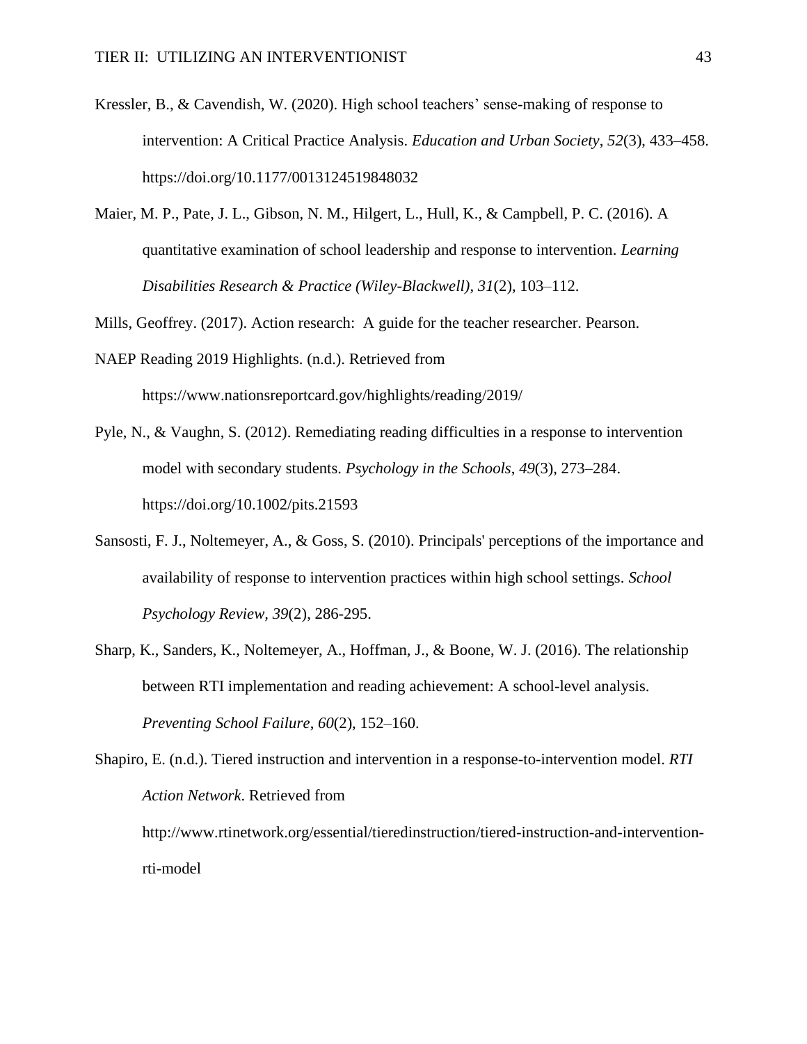Kressler, B., & Cavendish, W. (2020). High school teachers' sense-making of response to intervention: A Critical Practice Analysis. *Education and Urban Society*, *52*(3), 433–458. https://doi.org/10.1177/0013124519848032

Maier, M. P., Pate, J. L., Gibson, N. M., Hilgert, L., Hull, K., & Campbell, P. C. (2016). A quantitative examination of school leadership and response to intervention. *Learning Disabilities Research & Practice (Wiley-Blackwell)*, *31*(2), 103–112.

Mills, Geoffrey. (2017). Action research:  A guide for the teacher researcher. Pearson.

NAEP Reading 2019 Highlights. (n.d.). Retrieved from https://www.nationsreportcard.gov/highlights/reading/2019/

Pyle, N., & Vaughn, S. (2012). Remediating reading difficulties in a response to intervention model with secondary students. *Psychology in the Schools*, *49*(3), 273–284. https://doi.org/10.1002/pits.21593

Sansosti, F. J., Noltemeyer, A., & Goss, S. (2010). Principals' perceptions of the importance and availability of response to intervention practices within high school settings. *School Psychology Review, 39*(2), 286-295.

Sharp, K., Sanders, K., Noltemeyer, A., Hoffman, J., & Boone, W. J. (2016). The relationship between RTI implementation and reading achievement: A school-level analysis. *Preventing School Failure*, *60*(2), 152–160.

Shapiro, E. (n.d.). Tiered instruction and intervention in a response-to-intervention model. *RTI Action Network*. Retrieved from http://www.rtinetwork.org/essential/tieredinstruction/tiered-instruction-and-intervention-rti-model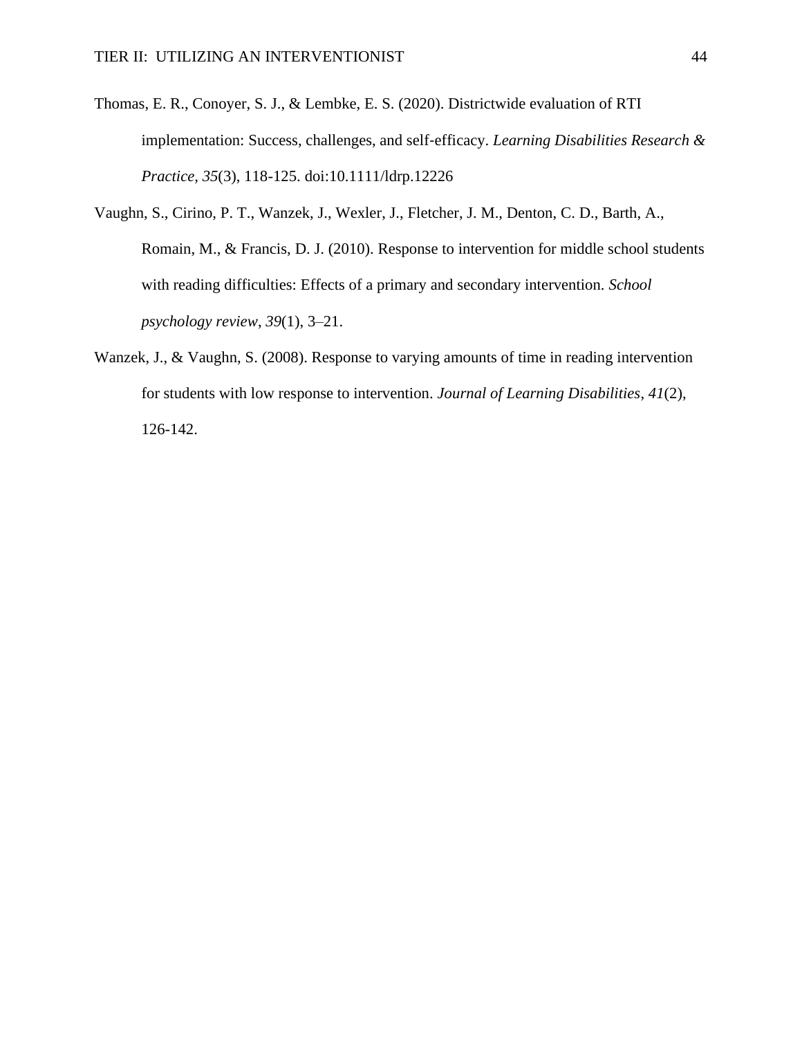Thomas, E. R., Conoyer, S. J., & Lembke, E. S. (2020). Districtwide evaluation of RTI implementation: Success, challenges, and self-efficacy. *Learning Disabilities Research & Practice*, *35*(3), 118-125. doi:10.1111/ldrp.12226

Vaughn, S., Cirino, P. T., Wanzek, J., Wexler, J., Fletcher, J. M., Denton, C. D., Barth, A., Romain, M., & Francis, D. J. (2010). Response to intervention for middle school students with reading difficulties: Effects of a primary and secondary intervention. *School psychology review*, *39*(1), 3–21.

Wanzek, J., & Vaughn, S. (2008). Response to varying amounts of time in reading intervention for students with low response to intervention. *Journal of Learning Disabilities*, *41*(2), 126-142.